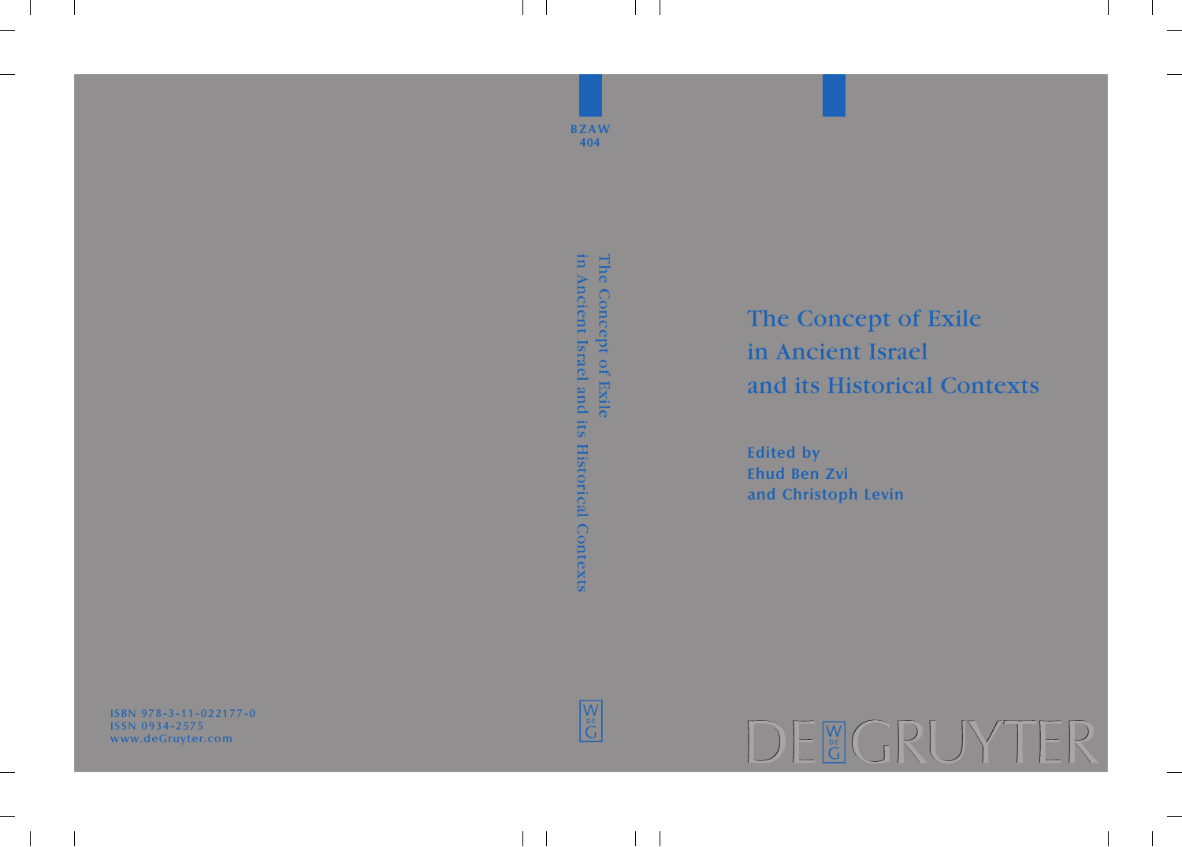BZAW
404

The Concept of Exile in Ancient Israel and its Historical Contexts

# The Concept of Exile in Ancient Israel and its Historical Contexts

**Edited by Ehud Ben Zvi and Christoph Levin**

ISBN 978-3-11-022177-0
ISSN 0934-2575
www.deGruyter.com

DE GRUYTER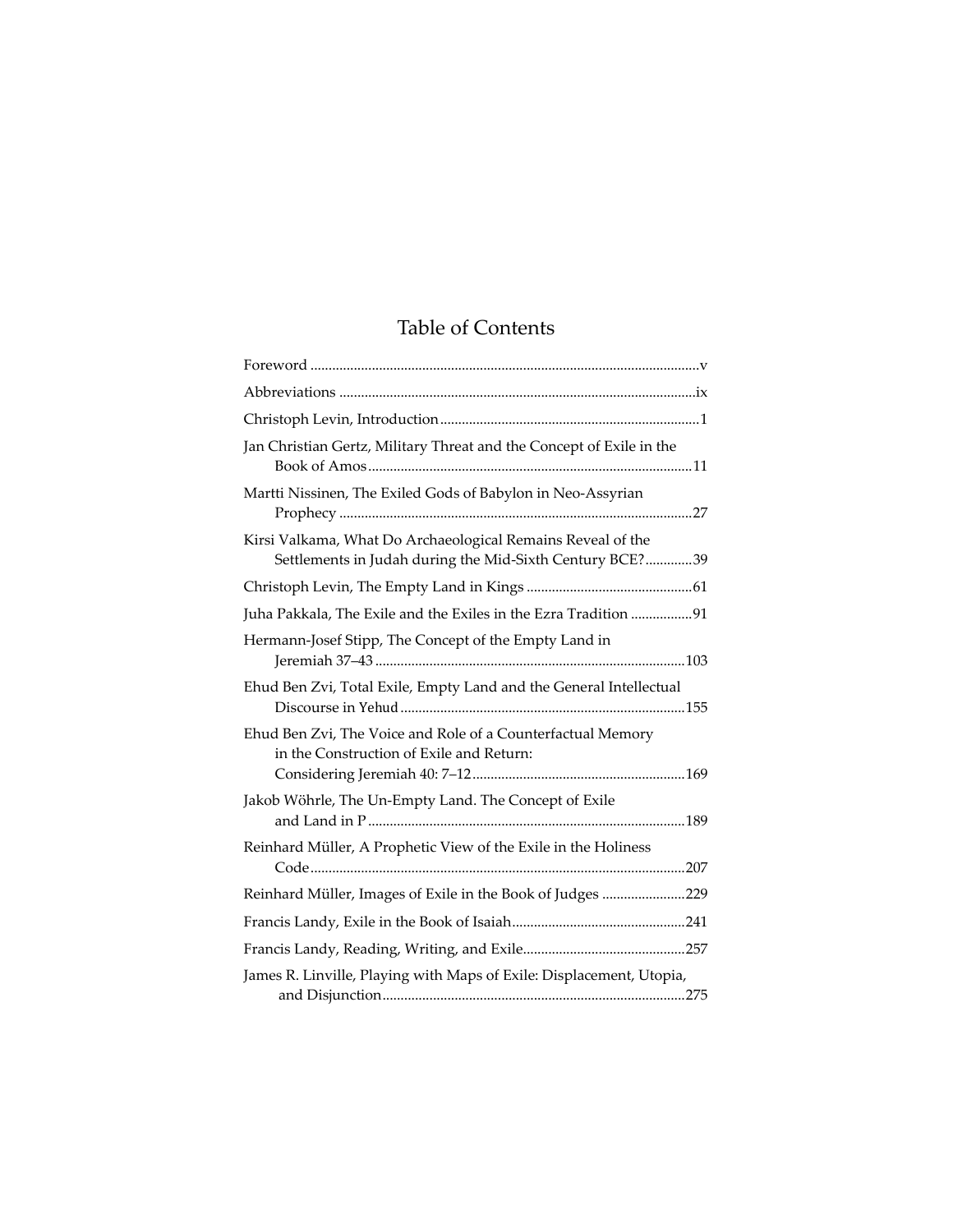# Table of Contents

Foreword ..... v

Abbreviations ..... ix

Christoph Levin, Introduction ..... 1

Jan Christian Gertz, Military Threat and the Concept of Exile in the Book of Amos ..... 11

Martti Nissinen, The Exiled Gods of Babylon in Neo-Assyrian Prophecy ..... 27

Kirsi Valkama, What Do Archaeological Remains Reveal of the Settlements in Judah during the Mid-Sixth Century BCE? ..... 39

Christoph Levin, The Empty Land in Kings ..... 61

Juha Pakkala, The Exile and the Exiles in the Ezra Tradition ..... 91

Hermann-Josef Stipp, The Concept of the Empty Land in Jeremiah 37–43 ..... 103

Ehud Ben Zvi, Total Exile, Empty Land and the General Intellectual Discourse in Yehud ..... 155

Ehud Ben Zvi, The Voice and Role of a Counterfactual Memory in the Construction of Exile and Return: Considering Jeremiah 40: 7–12 ..... 169

Jakob Wöhrle, The Un-Empty Land. The Concept of Exile and Land in P ..... 189

Reinhard Müller, A Prophetic View of the Exile in the Holiness Code ..... 207

Reinhard Müller, Images of Exile in the Book of Judges ..... 229

Francis Landy, Exile in the Book of Isaiah ..... 241

Francis Landy, Reading, Writing, and Exile ..... 257

James R. Linville, Playing with Maps of Exile: Displacement, Utopia, and Disjunction ..... 275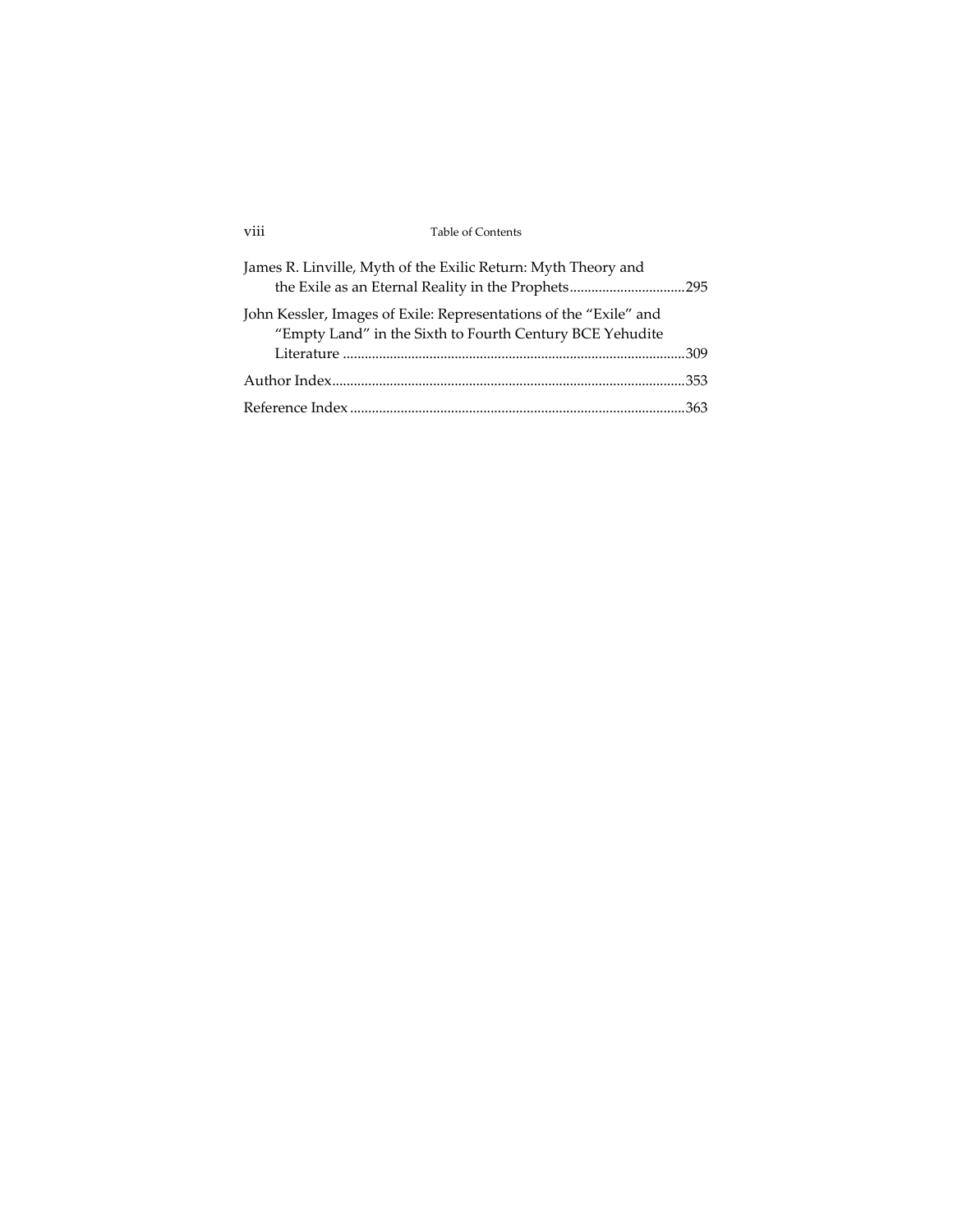James R. Linville, Myth of the Exilic Return: Myth Theory and the Exile as an Eternal Reality in the Prophets ................................ 295

John Kessler, Images of Exile: Representations of the “Exile” and “Empty Land” in the Sixth to Fourth Century BCE Yehudite Literature ................................ 309

Author Index ................................ 353

Reference Index ................................ 363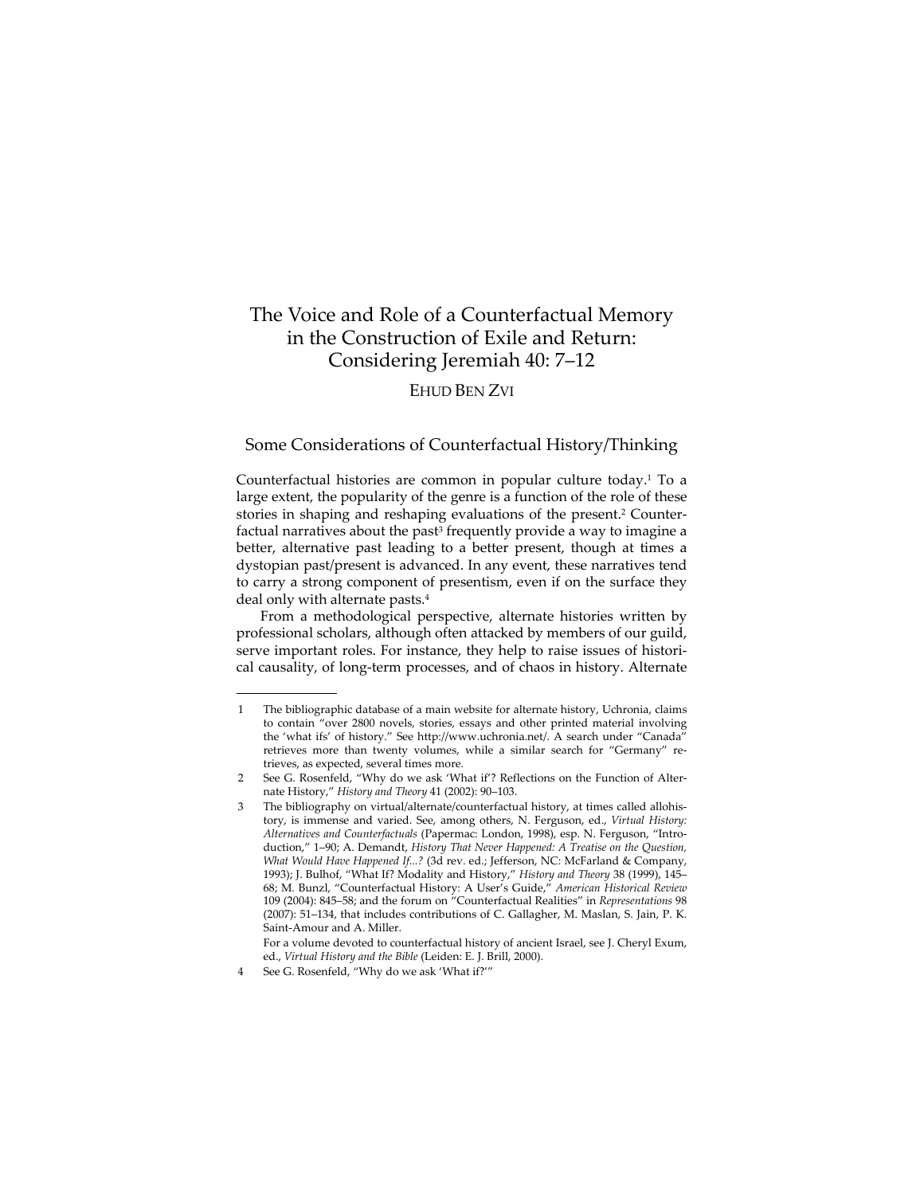# The Voice and Role of a Counterfactual Memory in the Construction of Exile and Return: Considering Jeremiah 40: 7–12

EHUD BEN ZVI

## Some Considerations of Counterfactual History/Thinking

Counterfactual histories are common in popular culture today.[1] To a large extent, the popularity of the genre is a function of the role of these stories in shaping and reshaping evaluations of the present.[2] Counterfactual narratives about the past[3] frequently provide a way to imagine a better, alternative past leading to a better present, though at times a dystopian past/present is advanced. In any event, these narratives tend to carry a strong component of presentism, even if on the surface they deal only with alternate pasts.[4]

From a methodological perspective, alternate histories written by professional scholars, although often attacked by members of our guild, serve important roles. For instance, they help to raise issues of historical causality, of long-term processes, and of chaos in history. Alternate

---

1 The bibliographic database of a main website for alternate history, Uchronia, claims to contain "over 2800 novels, stories, essays and other printed material involving the 'what ifs' of history." See http://www.uchronia.net/. A search under "Canada" retrieves more than twenty volumes, while a similar search for "Germany" retrieves, as expected, several times more.

2 See G. Rosenfeld, "Why do we ask 'What if'? Reflections on the Function of Alternate History," *History and Theory* 41 (2002): 90–103.

3 The bibliography on virtual/alternate/counterfactual history, at times called allohistory, is immense and varied. See, among others, N. Ferguson, ed., *Virtual History: Alternatives and Counterfactuals* (Papermac: London, 1998), esp. N. Ferguson, "Introduction," 1–90; A. Demandt, *History That Never Happened: A Treatise on the Question, What Would Have Happened If...?* (3d rev. ed.; Jefferson, NC: McFarland & Company, 1993); J. Bulhof, "What If? Modality and History," *History and Theory* 38 (1999), 145–68; M. Bunzl, "Counterfactual History: A User's Guide," *American Historical Review* 109 (2004): 845–58; and the forum on "Counterfactual Realities" in *Representations* 98 (2007): 51–134, that includes contributions of C. Gallagher, M. Maslan, S. Jain, P. K. Saint-Amour and A. Miller.

For a volume devoted to counterfactual history of ancient Israel, see J. Cheryl Exum, ed., *Virtual History and the Bible* (Leiden: E. J. Brill, 2000).

4 See G. Rosenfeld, "Why do we ask 'What if?'"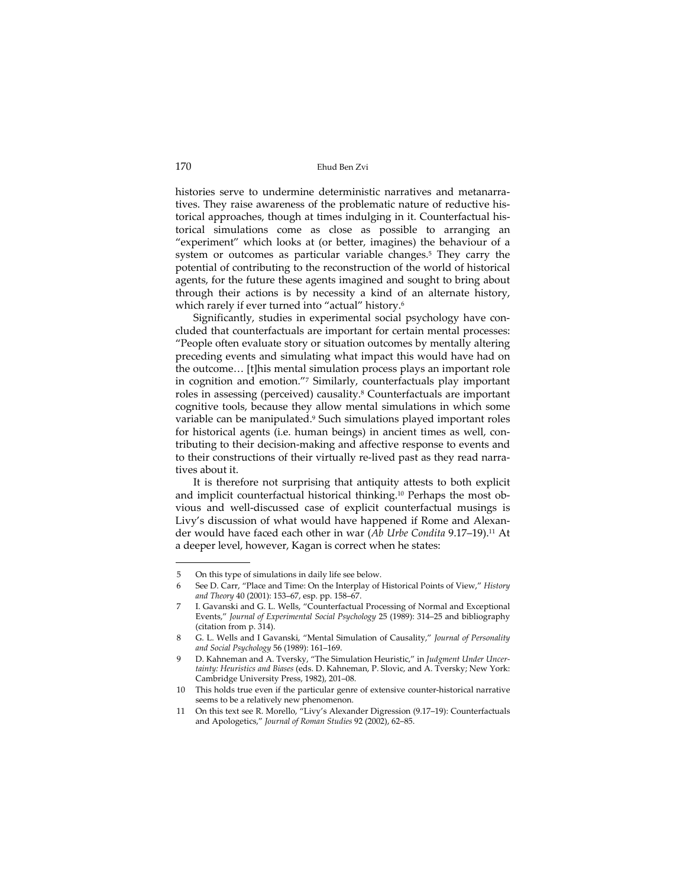histories serve to undermine deterministic narratives and metanarratives. They raise awareness of the problematic nature of reductive historical approaches, though at times indulging in it. Counterfactual historical simulations come as close as possible to arranging an "experiment" which looks at (or better, imagines) the behaviour of a system or outcomes as particular variable changes.[5] They carry the potential of contributing to the reconstruction of the world of historical agents, for the future these agents imagined and sought to bring about through their actions is by necessity a kind of an alternate history, which rarely if ever turned into "actual" history.[6]

Significantly, studies in experimental social psychology have concluded that counterfactuals are important for certain mental processes: "People often evaluate story or situation outcomes by mentally altering preceding events and simulating what impact this would have had on the outcome… [t]his mental simulation process plays an important role in cognition and emotion."[7] Similarly, counterfactuals play important roles in assessing (perceived) causality.[8] Counterfactuals are important cognitive tools, because they allow mental simulations in which some variable can be manipulated.[9] Such simulations played important roles for historical agents (i.e. human beings) in ancient times as well, contributing to their decision-making and affective response to events and to their constructions of their virtually re-lived past as they read narratives about it.

It is therefore not surprising that antiquity attests to both explicit and implicit counterfactual historical thinking.[10] Perhaps the most obvious and well-discussed case of explicit counterfactual musings is Livy's discussion of what would have happened if Rome and Alexander would have faced each other in war (*Ab Urbe Condita* 9.17–19).[11] At a deeper level, however, Kagan is correct when he states:

---

5 On this type of simulations in daily life see below.

6 See D. Carr, "Place and Time: On the Interplay of Historical Points of View," *History and Theory* 40 (2001): 153–67, esp. pp. 158–67.

7 I. Gavanski and G. L. Wells, "Counterfactual Processing of Normal and Exceptional Events," *Journal of Experimental Social Psychology* 25 (1989): 314–25 and bibliography (citation from p. 314).

8 G. L. Wells and I Gavanski, "Mental Simulation of Causality," *Journal of Personality and Social Psychology* 56 (1989): 161–169.

9 D. Kahneman and A. Tversky, "The Simulation Heuristic," in *Judgment Under Uncertainty: Heuristics and Biases* (eds. D. Kahneman, P. Slovic, and A. Tversky; New York: Cambridge University Press, 1982), 201–08.

10 This holds true even if the particular genre of extensive counter-historical narrative seems to be a relatively new phenomenon.

11 On this text see R. Morello, "Livy's Alexander Digression (9.17–19): Counterfactuals and Apologetics," *Journal of Roman Studies* 92 (2002), 62–85.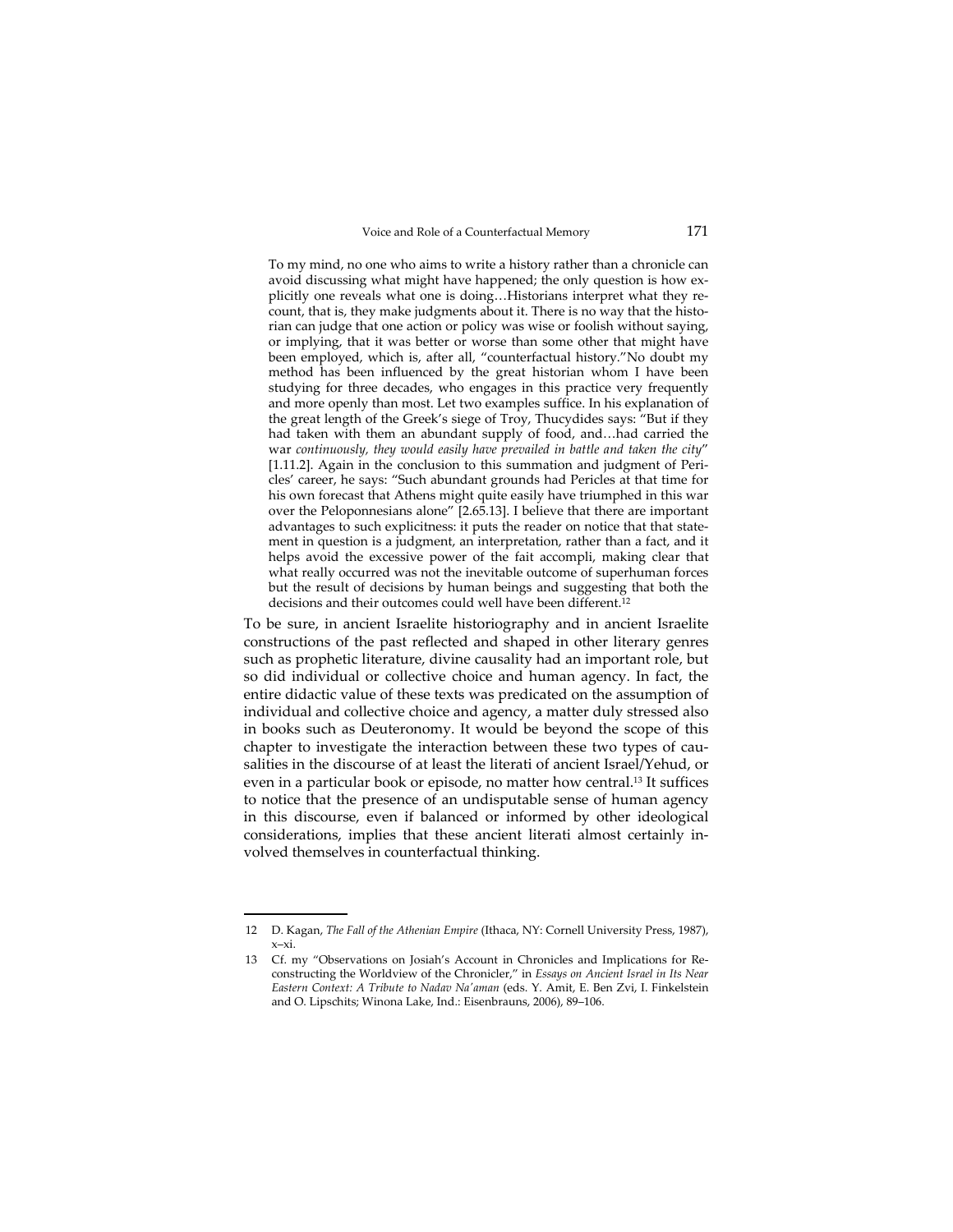> To my mind, no one who aims to write a history rather than a chronicle can avoid discussing what might have happened; the only question is how explicitly one reveals what one is doing…Historians interpret what they recount, that is, they make judgments about it. There is no way that the historian can judge that one action or policy was wise or foolish without saying, or implying, that it was better or worse than some other that might have been employed, which is, after all, "counterfactual history."No doubt my method has been influenced by the great historian whom I have been studying for three decades, who engages in this practice very frequently and more openly than most. Let two examples suffice. In his explanation of the great length of the Greek's siege of Troy, Thucydides says: "But if they had taken with them an abundant supply of food, and…had carried the war *continuously, they would easily have prevailed in battle and taken the city*" [1.11.2]. Again in the conclusion to this summation and judgment of Pericles' career, he says: "Such abundant grounds had Pericles at that time for his own forecast that Athens might quite easily have triumphed in this war over the Peloponnesians alone" [2.65.13]. I believe that there are important advantages to such explicitness: it puts the reader on notice that that statement in question is a judgment, an interpretation, rather than a fact, and it helps avoid the excessive power of the fait accompli, making clear that what really occurred was not the inevitable outcome of superhuman forces but the result of decisions by human beings and suggesting that both the decisions and their outcomes could well have been different.[12]

To be sure, in ancient Israelite historiography and in ancient Israelite constructions of the past reflected and shaped in other literary genres such as prophetic literature, divine causality had an important role, but so did individual or collective choice and human agency. In fact, the entire didactic value of these texts was predicated on the assumption of individual and collective choice and agency, a matter duly stressed also in books such as Deuteronomy. It would be beyond the scope of this chapter to investigate the interaction between these two types of causalities in the discourse of at least the literati of ancient Israel/Yehud, or even in a particular book or episode, no matter how central.[13] It suffices to notice that the presence of an undisputable sense of human agency in this discourse, even if balanced or informed by other ideological considerations, implies that these ancient literati almost certainly involved themselves in counterfactual thinking.

---

12 D. Kagan, *The Fall of the Athenian Empire* (Ithaca, NY: Cornell University Press, 1987), x–xi.

13 Cf. my "Observations on Josiah's Account in Chronicles and Implications for Reconstructing the Worldview of the Chronicler," in *Essays on Ancient Israel in Its Near Eastern Context: A Tribute to Nadav Na'aman* (eds. Y. Amit, E. Ben Zvi, I. Finkelstein and O. Lipschits; Winona Lake, Ind.: Eisenbrauns, 2006), 89–106.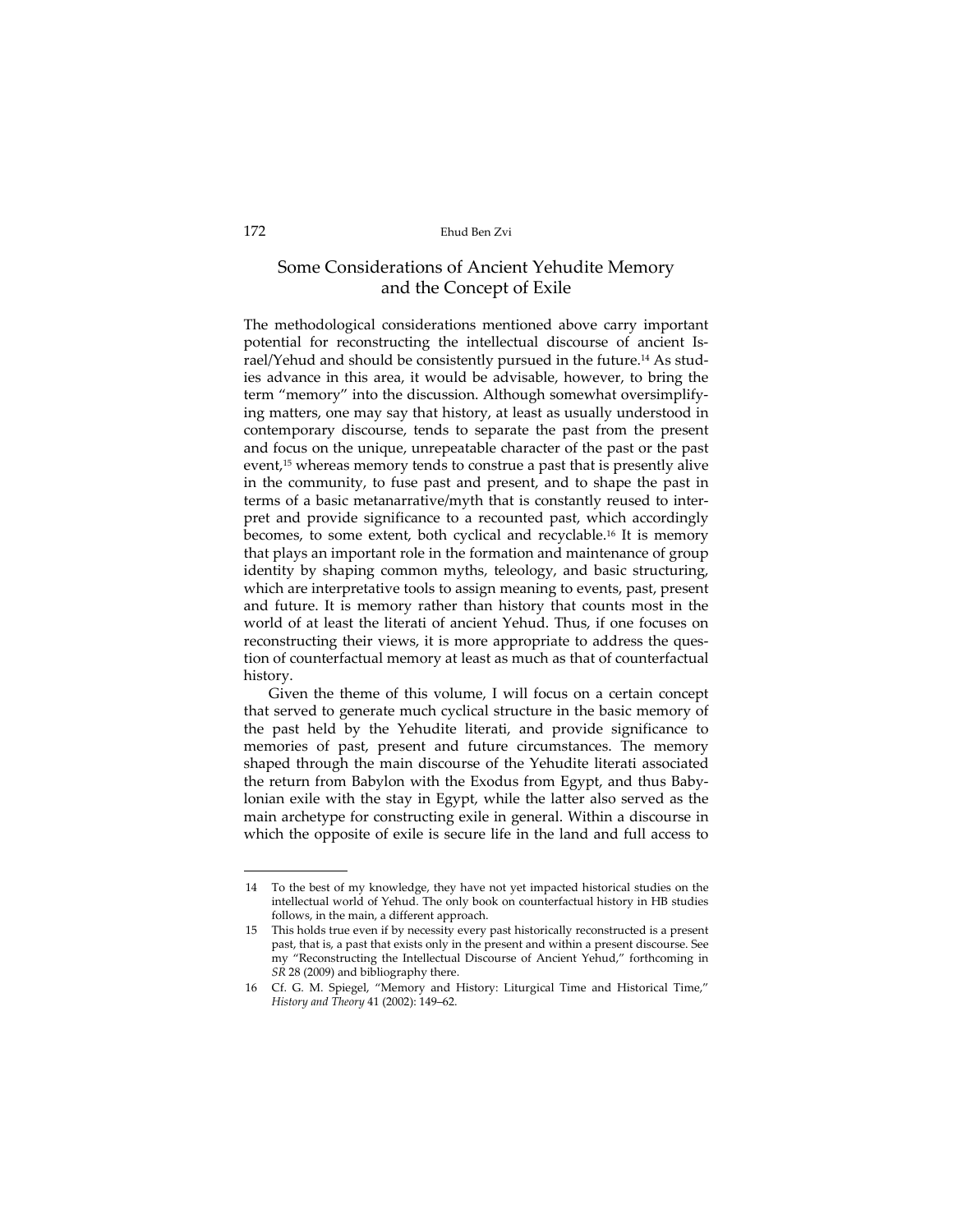## Some Considerations of Ancient Yehudite Memory and the Concept of Exile

The methodological considerations mentioned above carry important potential for reconstructing the intellectual discourse of ancient Israel/Yehud and should be consistently pursued in the future.[14] As studies advance in this area, it would be advisable, however, to bring the term "memory" into the discussion. Although somewhat oversimplifying matters, one may say that history, at least as usually understood in contemporary discourse, tends to separate the past from the present and focus on the unique, unrepeatable character of the past or the past event,[15] whereas memory tends to construe a past that is presently alive in the community, to fuse past and present, and to shape the past in terms of a basic metanarrative/myth that is constantly reused to interpret and provide significance to a recounted past, which accordingly becomes, to some extent, both cyclical and recyclable.[16] It is memory that plays an important role in the formation and maintenance of group identity by shaping common myths, teleology, and basic structuring, which are interpretative tools to assign meaning to events, past, present and future. It is memory rather than history that counts most in the world of at least the literati of ancient Yehud. Thus, if one focuses on reconstructing their views, it is more appropriate to address the question of counterfactual memory at least as much as that of counterfactual history.

Given the theme of this volume, I will focus on a certain concept that served to generate much cyclical structure in the basic memory of the past held by the Yehudite literati, and provide significance to memories of past, present and future circumstances. The memory shaped through the main discourse of the Yehudite literati associated the return from Babylon with the Exodus from Egypt, and thus Babylonian exile with the stay in Egypt, while the latter also served as the main archetype for constructing exile in general. Within a discourse in which the opposite of exile is secure life in the land and full access to

---

14 To the best of my knowledge, they have not yet impacted historical studies on the intellectual world of Yehud. The only book on counterfactual history in HB studies follows, in the main, a different approach.

15 This holds true even if by necessity every past historically reconstructed is a present past, that is, a past that exists only in the present and within a present discourse. See my "Reconstructing the Intellectual Discourse of Ancient Yehud," forthcoming in *SR* 28 (2009) and bibliography there.

16 Cf. G. M. Spiegel, "Memory and History: Liturgical Time and Historical Time," *History and Theory* 41 (2002): 149–62.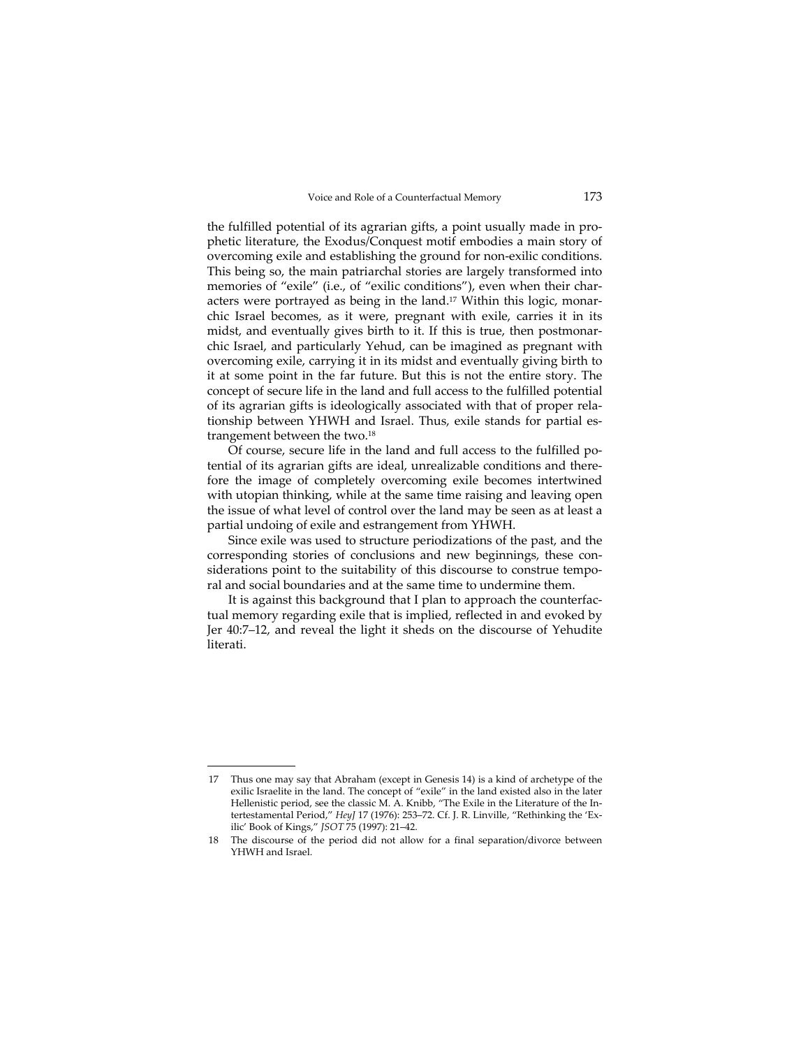the fulfilled potential of its agrarian gifts, a point usually made in prophetic literature, the Exodus/Conquest motif embodies a main story of overcoming exile and establishing the ground for non-exilic conditions. This being so, the main patriarchal stories are largely transformed into memories of "exile" (i.e., of "exilic conditions"), even when their characters were portrayed as being in the land.[17] Within this logic, monarchic Israel becomes, as it were, pregnant with exile, carries it in its midst, and eventually gives birth to it. If this is true, then postmonarchic Israel, and particularly Yehud, can be imagined as pregnant with overcoming exile, carrying it in its midst and eventually giving birth to it at some point in the far future. But this is not the entire story. The concept of secure life in the land and full access to the fulfilled potential of its agrarian gifts is ideologically associated with that of proper relationship between YHWH and Israel. Thus, exile stands for partial estrangement between the two.[18]

Of course, secure life in the land and full access to the fulfilled potential of its agrarian gifts are ideal, unrealizable conditions and therefore the image of completely overcoming exile becomes intertwined with utopian thinking, while at the same time raising and leaving open the issue of what level of control over the land may be seen as at least a partial undoing of exile and estrangement from YHWH.

Since exile was used to structure periodizations of the past, and the corresponding stories of conclusions and new beginnings, these considerations point to the suitability of this discourse to construe temporal and social boundaries and at the same time to undermine them.

It is against this background that I plan to approach the counterfactual memory regarding exile that is implied, reflected in and evoked by Jer 40:7–12, and reveal the light it sheds on the discourse of Yehudite literati.

---

17 Thus one may say that Abraham (except in Genesis 14) is a kind of archetype of the exilic Israelite in the land. The concept of "exile" in the land existed also in the later Hellenistic period, see the classic M. A. Knibb, "The Exile in the Literature of the Intertestamental Period," *HeyJ* 17 (1976): 253–72. Cf. J. R. Linville, "Rethinking the 'Exilic' Book of Kings," *JSOT* 75 (1997): 21–42.

18 The discourse of the period did not allow for a final separation/divorce between YHWH and Israel.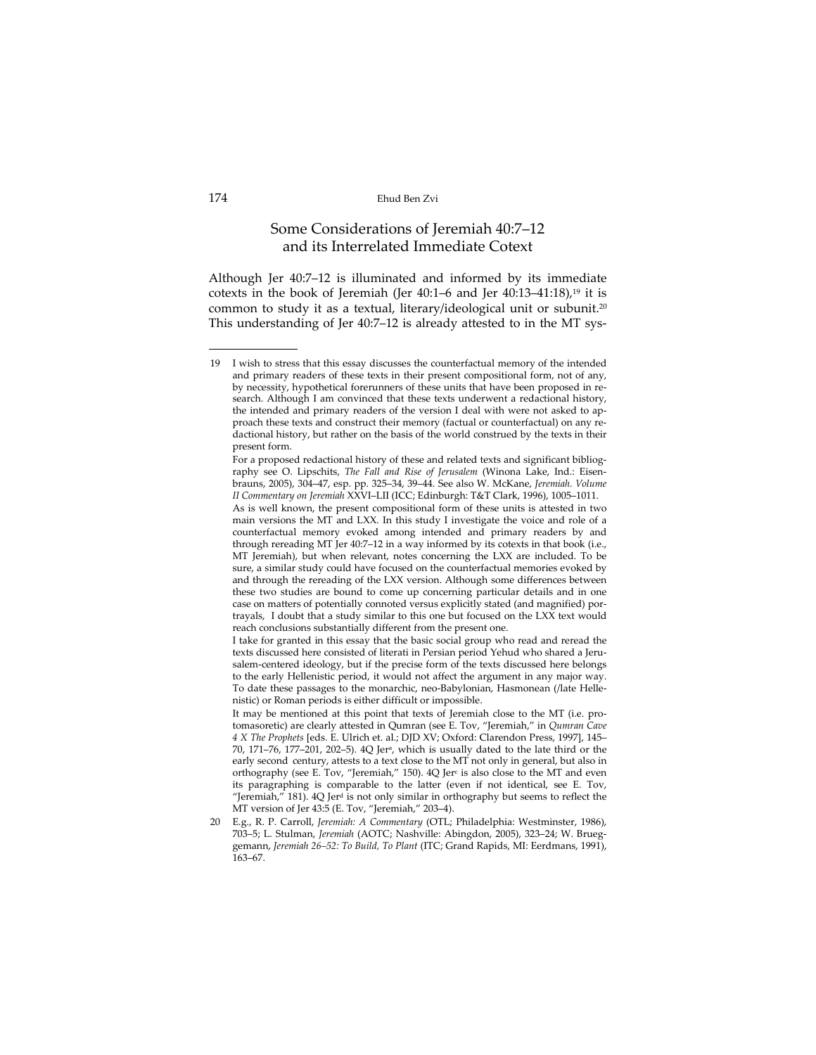## Some Considerations of Jeremiah 40:7–12 and its Interrelated Immediate Cotext

Although Jer 40:7–12 is illuminated and informed by its immediate cotexts in the book of Jeremiah (Jer 40:1–6 and Jer 40:13–41:18),[19] it is common to study it as a textual, literary/ideological unit or subunit.[20] This understanding of Jer 40:7–12 is already attested to in the MT sys-

---

19 I wish to stress that this essay discusses the counterfactual memory of the intended and primary readers of these texts in their present compositional form, not of any, by necessity, hypothetical forerunners of these units that have been proposed in research. Although I am convinced that these texts underwent a redactional history, the intended and primary readers of the version I deal with were not asked to approach these texts and construct their memory (factual or counterfactual) on any redactional history, but rather on the basis of the world construed by the texts in their present form.

For a proposed redactional history of these and related texts and significant bibliography see O. Lipschits, *The Fall and Rise of Jerusalem* (Winona Lake, Ind.: Eisenbrauns, 2005), 304–47, esp. pp. 325–34, 39–44. See also W. McKane, *Jeremiah. Volume II Commentary on Jeremiah* XXVI–LII (ICC; Edinburgh: T&T Clark, 1996), 1005–1011.

As is well known, the present compositional form of these units is attested in two main versions the MT and LXX. In this study I investigate the voice and role of a counterfactual memory evoked among intended and primary readers by and through rereading MT Jer 40:7–12 in a way informed by its cotexts in that book (i.e., MT Jeremiah), but when relevant, notes concerning the LXX are included. To be sure, a similar study could have focused on the counterfactual memories evoked by and through the rereading of the LXX version. Although some differences between these two studies are bound to come up concerning particular details and in one case on matters of potentially connoted versus explicitly stated (and magnified) portrayals, I doubt that a study similar to this one but focused on the LXX text would reach conclusions substantially different from the present one.

I take for granted in this essay that the basic social group who read and reread the texts discussed here consisted of literati in Persian period Yehud who shared a Jerusalem-centered ideology, but if the precise form of the texts discussed here belongs to the early Hellenistic period, it would not affect the argument in any major way. To date these passages to the monarchic, neo-Babylonian, Hasmonean (/late Hellenistic) or Roman periods is either difficult or impossible.

It may be mentioned at this point that texts of Jeremiah close to the MT (i.e. protomasoretic) are clearly attested in Qumran (see E. Tov, "Jeremiah," in *Qumran Cave 4 X The Prophets* [eds. E. Ulrich et. al.; DJD XV; Oxford: Clarendon Press, 1997], 145–70, 171–76, 177–201, 202–5). 4Q Jer[a], which is usually dated to the late third or the early second century, attests to a text close to the MT not only in general, but also in orthography (see E. Tov, "Jeremiah," 150). 4Q Jer[c] is also close to the MT and even its paragraphing is comparable to the latter (even if not identical, see E. Tov, "Jeremiah," 181). 4Q Jer[d] is not only similar in orthography but seems to reflect the MT version of Jer 43:5 (E. Tov, "Jeremiah," 203–4).

20 E.g., R. P. Carroll, *Jeremiah: A Commentary* (OTL; Philadelphia: Westminster, 1986), 703–5; L. Stulman, *Jeremiah* (AOTC; Nashville: Abingdon, 2005), 323–24; W. Brueggemann, *Jeremiah 26–52: To Build, To Plant* (ITC; Grand Rapids, MI: Eerdmans, 1991), 163–67.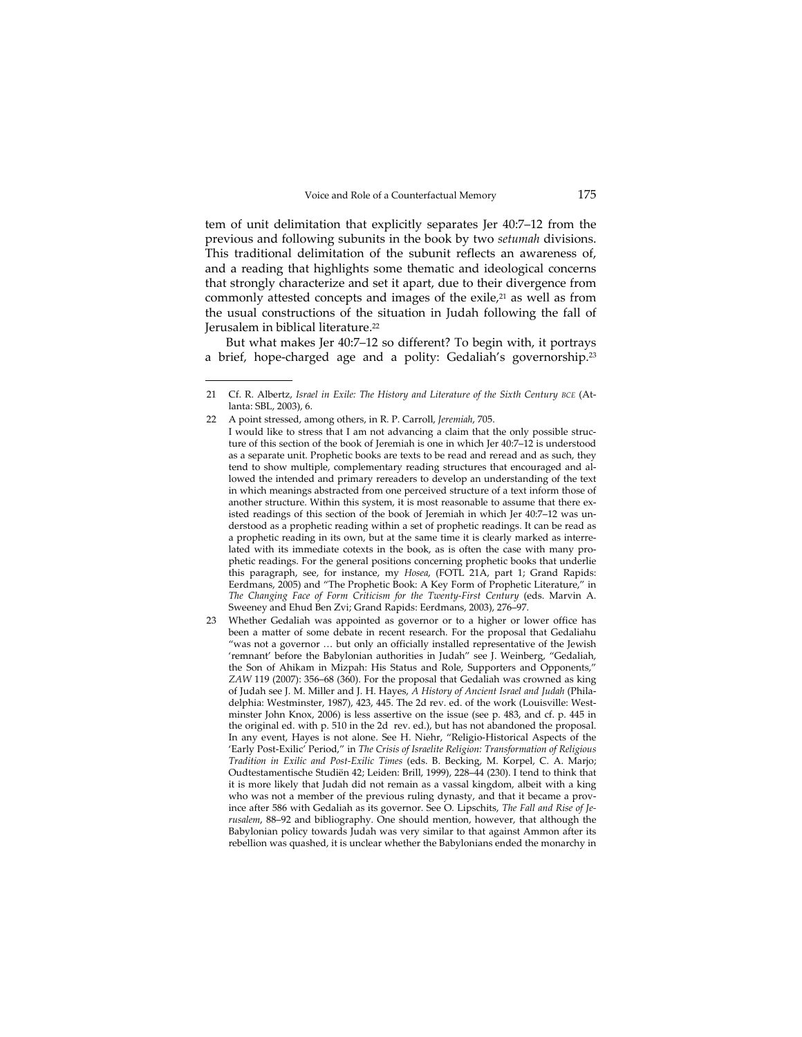tem of unit delimitation that explicitly separates Jer 40:7–12 from the previous and following subunits in the book by two *setumah* divisions. This traditional delimitation of the subunit reflects an awareness of, and a reading that highlights some thematic and ideological concerns that strongly characterize and set it apart, due to their divergence from commonly attested concepts and images of the exile,[21] as well as from the usual constructions of the situation in Judah following the fall of Jerusalem in biblical literature.[22]

But what makes Jer 40:7–12 so different? To begin with, it portrays a brief, hope-charged age and a polity: Gedaliah's governorship.[23]

---

21 Cf. R. Albertz, *Israel in Exile: The History and Literature of the Sixth Century BCE* (Atlanta: SBL, 2003), 6.

22 A point stressed, among others, in R. P. Carroll, *Jeremiah*, 705.
I would like to stress that I am not advancing a claim that the only possible structure of this section of the book of Jeremiah is one in which Jer 40:7–12 is understood as a separate unit. Prophetic books are texts to be read and reread and as such, they tend to show multiple, complementary reading structures that encouraged and allowed the intended and primary rereaders to develop an understanding of the text in which meanings abstracted from one perceived structure of a text inform those of another structure. Within this system, it is most reasonable to assume that there existed readings of this section of the book of Jeremiah in which Jer 40:7–12 was understood as a prophetic reading within a set of prophetic readings. It can be read as a prophetic reading in its own, but at the same time it is clearly marked as interrelated with its immediate cotexts in the book, as is often the case with many prophetic readings. For the general positions concerning prophetic books that underlie this paragraph, see, for instance, my *Hosea*, (FOTL 21A, part 1; Grand Rapids: Eerdmans, 2005) and "The Prophetic Book: A Key Form of Prophetic Literature," in *The Changing Face of Form Criticism for the Twenty-First Century* (eds. Marvin A. Sweeney and Ehud Ben Zvi; Grand Rapids: Eerdmans, 2003), 276–97.

23 Whether Gedaliah was appointed as governor or to a higher or lower office has been a matter of some debate in recent research. For the proposal that Gedaliahu "was not a governor … but only an officially installed representative of the Jewish 'remnant' before the Babylonian authorities in Judah" see J. Weinberg, "Gedaliah, the Son of Ahikam in Mizpah: His Status and Role, Supporters and Opponents," *ZAW* 119 (2007): 356–68 (360). For the proposal that Gedaliah was crowned as king of Judah see J. M. Miller and J. H. Hayes, *A History of Ancient Israel and Judah* (Philadelphia: Westminster, 1987), 423, 445. The 2d rev. ed. of the work (Louisville: Westminster John Knox, 2006) is less assertive on the issue (see p. 483, and cf. p. 445 in the original ed. with p. 510 in the 2d rev. ed.), but has not abandoned the proposal. In any event, Hayes is not alone. See H. Niehr, "Religio-Historical Aspects of the 'Early Post-Exilic' Period," in *The Crisis of Israelite Religion: Transformation of Religious Tradition in Exilic and Post-Exilic Times* (eds. B. Becking, M. Korpel, C. A. Marjo; Oudtestamentische Studiën 42; Leiden: Brill, 1999), 228–44 (230). I tend to think that it is more likely that Judah did not remain as a vassal kingdom, albeit with a king who was not a member of the previous ruling dynasty, and that it became a province after 586 with Gedaliah as its governor. See O. Lipschits, *The Fall and Rise of Jerusalem*, 88–92 and bibliography. One should mention, however, that although the Babylonian policy towards Judah was very similar to that against Ammon after its rebellion was quashed, it is unclear whether the Babylonians ended the monarchy in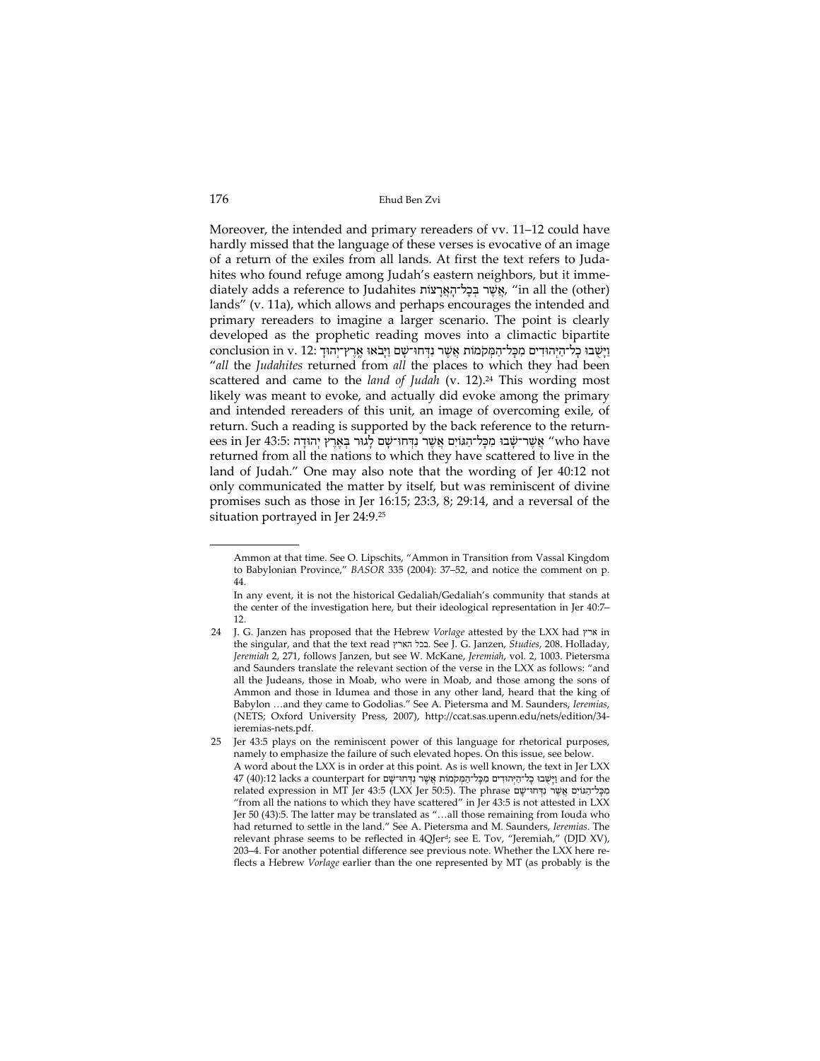Moreover, the intended and primary rereaders of vv. 11–12 could have hardly missed that the language of these verses is evocative of an image of a return of the exiles from all lands. At first the text refers to Judahites who found refuge among Judah's eastern neighbors, but it immediately adds a reference to Judahites אֲשֶׁר בְּכָל־הָאֲרָצוֹת, "in all the (other) lands" (v. 11a), which allows and perhaps encourages the intended and primary rereaders to imagine a larger scenario. The point is clearly developed as the prophetic reading moves into a climactic bipartite conclusion in v. 12: וַיָּשֻׁבוּ כָל־הַיְּהוּדִים מִכָּל־הַמְּקֹמוֹת אֲשֶׁר נִדְּחוּ־שָׁם וַיָּבֹאוּ אֶרֶץ־יְהוּדָה "*all* the *Judahites* returned from *all* the places to which they had been scattered and came to the *land of Judah* (v. 12).[24] This wording most likely was meant to evoke, and actually did evoke among the primary and intended rereaders of this unit, an image of overcoming exile, of return. Such a reading is supported by the back reference to the returnees in Jer 43:5: אֲשֶׁר־שָׁבוּ מִכָּל־הַגּוֹיִם אֲשֶׁר נִדְּחוּ־שָׁם לָגוּר בְּאֶרֶץ יְהוּדָה "who have returned from all the nations to which they have scattered to live in the land of Judah." One may also note that the wording of Jer 40:12 not only communicated the matter by itself, but was reminiscent of divine promises such as those in Jer 16:15; 23:3, 8; 29:14, and a reversal of the situation portrayed in Jer 24:9.[25]

---

Ammon at that time. See O. Lipschits, "Ammon in Transition from Vassal Kingdom to Babylonian Province," *BASOR* 335 (2004): 37–52, and notice the comment on p. 44.

In any event, it is not the historical Gedaliah/Gedaliah's community that stands at the center of the investigation here, but their ideological representation in Jer 40:7–12.

24 J. G. Janzen has proposed that the Hebrew *Vorlage* attested by the LXX had ארץ in the singular, and that the text read בכל הארץ. See J. G. Janzen, *Studies*, 208. Holladay, *Jeremiah* 2, 271, follows Janzen, but see W. McKane, *Jeremiah*, vol. 2, 1003. Pietersma and Saunders translate the relevant section of the verse in the LXX as follows: "and all the Judeans, those in Moab, who were in Moab, and those among the sons of Ammon and those in Idumea and those in any other land, heard that the king of Babylon …and they came to Godolias." See A. Pietersma and M. Saunders, *Ieremias*, (NETS; Oxford University Press, 2007), http://ccat.sas.upenn.edu/nets/edition/34-ieremias-nets.pdf.

25 Jer 43:5 plays on the reminiscent power of this language for rhetorical purposes, namely to emphasize the failure of such elevated hopes. On this issue, see below.

A word about the LXX is in order at this point. As is well known, the text in Jer LXX 47 (40):12 lacks a counterpart for וַיָּשֻׁבוּ כָל־הַיְּהוּדִים מִכָּל־הַמְּקֹמוֹת אֲשֶׁר נִדְּחוּ־שָׁם and for the related expression in MT Jer 43:5 (LXX Jer 50:5). The phrase מִכָּל־הַגּוֹיִם אֲשֶׁר נִדְּחוּ־שָׁם "from all the nations to which they have scattered" in Jer 43:5 is not attested in LXX Jer 50 (43):5. The latter may be translated as "…all those remaining from Iouda who had returned to settle in the land." See A. Pietersma and M. Saunders, *Ieremias*. The relevant phrase seems to be reflected in 4QJer[d]; see E. Tov, "Jeremiah," (DJD XV), 203–4. For another potential difference see previous note. Whether the LXX here reflects a Hebrew *Vorlage* earlier than the one represented by MT (as probably is the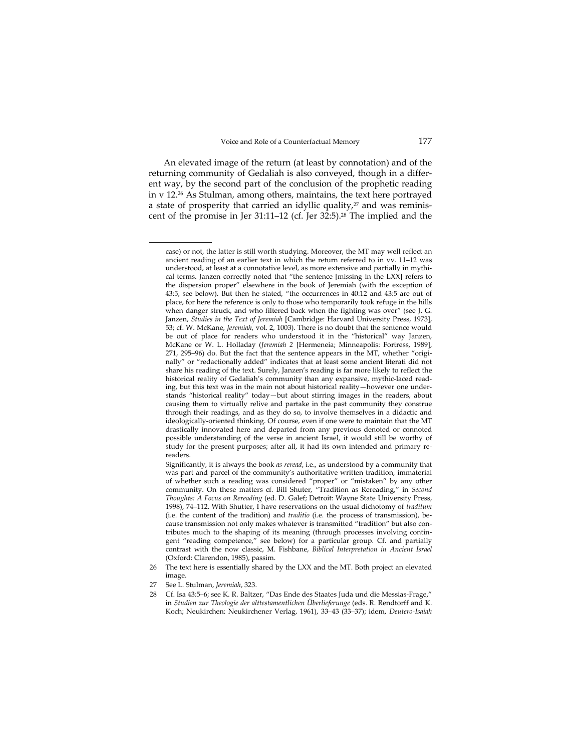An elevated image of the return (at least by connotation) and of the returning community of Gedaliah is also conveyed, though in a different way, by the second part of the conclusion of the prophetic reading in v 12.[26] As Stulman, among others, maintains, the text here portrayed a state of prosperity that carried an idyllic quality,[27] and was reminiscent of the promise in Jer 31:11–12 (cf. Jer 32:5).[28] The implied and the

---

case) or not, the latter is still worth studying. Moreover, the MT may well reflect an ancient reading of an earlier text in which the return referred to in vv. 11–12 was understood, at least at a connotative level, as more extensive and partially in mythical terms. Janzen correctly noted that "the sentence [missing in the LXX] refers to the dispersion proper" elsewhere in the book of Jeremiah (with the exception of 43:5, see below). But then he stated, "the occurrences in 40:12 and 43:5 are out of place, for here the reference is only to those who temporarily took refuge in the hills when danger struck, and who filtered back when the fighting was over" (see J. G. Janzen, *Studies in the Text of Jeremiah* [Cambridge: Harvard University Press, 1973], 53; cf. W. McKane, *Jeremiah*, vol. 2, 1003). There is no doubt that the sentence would be out of place for readers who understood it in the "historical" way Janzen, McKane or W. L. Holladay (*Jeremiah 2* [Hermeneia; Minneapolis: Fortress, 1989], 271, 295–96) do. But the fact that the sentence appears in the MT, whether "originally" or "redactionally added" indicates that at least some ancient literati did not share his reading of the text. Surely, Janzen's reading is far more likely to reflect the historical reality of Gedaliah's community than any expansive, mythic-laced reading, but this text was in the main not about historical reality—however one understands "historical reality" today—but about stirring images in the readers, about causing them to virtually relive and partake in the past community they construe through their readings, and as they do so, to involve themselves in a didactic and ideologically-oriented thinking. Of course, even if one were to maintain that the MT drastically innovated here and departed from any previous denoted or connoted possible understanding of the verse in ancient Israel, it would still be worthy of study for the present purposes; after all, it had its own intended and primary rereaders.

Significantly, it is always the book *as reread*, i.e., as understood by a community that was part and parcel of the community's authoritative written tradition, immaterial of whether such a reading was considered "proper" or "mistaken" by any other community. On these matters cf. Bill Shuter, "Tradition as Rereading," in *Second Thoughts: A Focus on Rereading* (ed. D. Galef; Detroit: Wayne State University Press, 1998), 74–112. With Shutter, I have reservations on the usual dichotomy of *traditum* (i.e. the content of the tradition) and *traditio* (i.e. the process of transmission), because transmission not only makes whatever is transmitted "tradition" but also contributes much to the shaping of its meaning (through processes involving contingent "reading competence," see below) for a particular group. Cf. and partially contrast with the now classic, M. Fishbane, *Biblical Interpretation in Ancient Israel* (Oxford: Clarendon, 1985), passim.

26 The text here is essentially shared by the LXX and the MT. Both project an elevated image.

27 See L. Stulman, *Jeremiah*, 323.

28 Cf. Isa 43:5–6; see K. R. Baltzer, "Das Ende des Staates Juda und die Messias-Frage," in *Studien zur Theologie der alttestamentlichen Überlieferunge* (eds. R. Rendtorff and K. Koch; Neukirchen: Neukirchener Verlag, 1961), 33–43 (33–37); idem, *Deutero-Isaiah*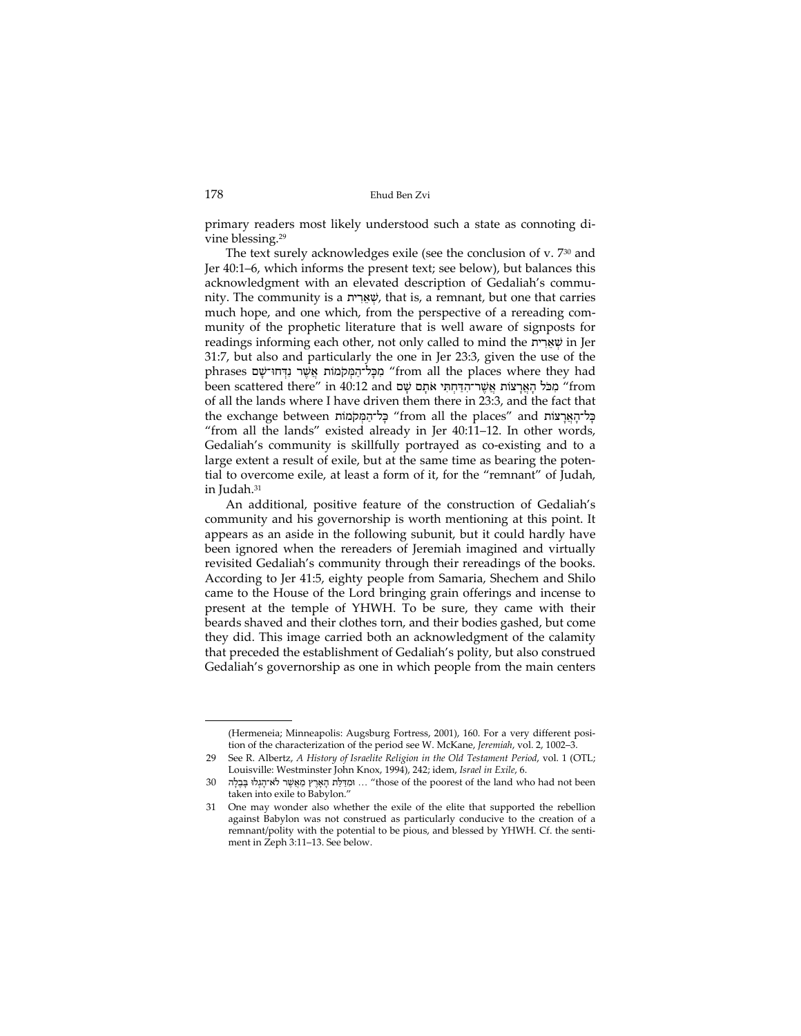primary readers most likely understood such a state as connoting divine blessing.[29]

The text surely acknowledges exile (see the conclusion of v. 7[30] and Jer 40:1–6, which informs the present text; see below), but balances this acknowledgment with an elevated description of Gedaliah's community. The community is a שְׁאֵרִית, that is, a remnant, but one that carries much hope, and one which, from the perspective of a rereading community of the prophetic literature that is well aware of signposts for readings informing each other, not only called to mind the שְׁאֵרִית in Jer 31:7, but also and particularly the one in Jer 23:3, given the use of the phrases מִכָּל־הַמְּקֹמוֹת אֲשֶׁר נִדְּחוּ־שָׁם "from all the places where they had been scattered there" in 40:12 and מִכֹּל הָאֲרָצוֹת אֲשֶׁר־הִדַּחְתִּי אֹתָם שָׁם "from of all the lands where I have driven them there in 23:3, and the fact that the exchange between כָּל־הַמְּקֹמוֹת "from all the places" and כָּל־הָאֲרָצוֹת "from all the lands" existed already in Jer 40:11–12. In other words, Gedaliah's community is skillfully portrayed as co-existing and to a large extent a result of exile, but at the same time as bearing the potential to overcome exile, at least a form of it, for the "remnant" of Judah, in Judah.[31]

An additional, positive feature of the construction of Gedaliah's community and his governorship is worth mentioning at this point. It appears as an aside in the following subunit, but it could hardly have been ignored when the rereaders of Jeremiah imagined and virtually revisited Gedaliah's community through their rereadings of the books. According to Jer 41:5, eighty people from Samaria, Shechem and Shilo came to the House of the Lord bringing grain offerings and incense to present at the temple of YHWH. To be sure, they came with their beards shaved and their clothes torn, and their bodies gashed, but come they did. This image carried both an acknowledgment of the calamity that preceded the establishment of Gedaliah's polity, but also construed Gedaliah's governorship as one in which people from the main centers

---

(Hermeneia; Minneapolis: Augsburg Fortress, 2001), 160. For a very different position of the characterization of the period see W. McKane, *Jeremiah*, vol. 2, 1002–3.

29 See R. Albertz, *A History of Israelite Religion in the Old Testament Period*, vol. 1 (OTL; Louisville: Westminster John Knox, 1994), 242; idem, *Israel in Exile*, 6.

30 וּמִדַּלַּת הָאָרֶץ מֵאֲשֶׁר לֹא־הָגְלוּ בָּבֶלָה … "those of the poorest of the land who had not been taken into exile to Babylon."

31 One may wonder also whether the exile of the elite that supported the rebellion against Babylon was not construed as particularly conducive to the creation of a remnant/polity with the potential to be pious, and blessed by YHWH. Cf. the sentiment in Zeph 3:11–13. See below.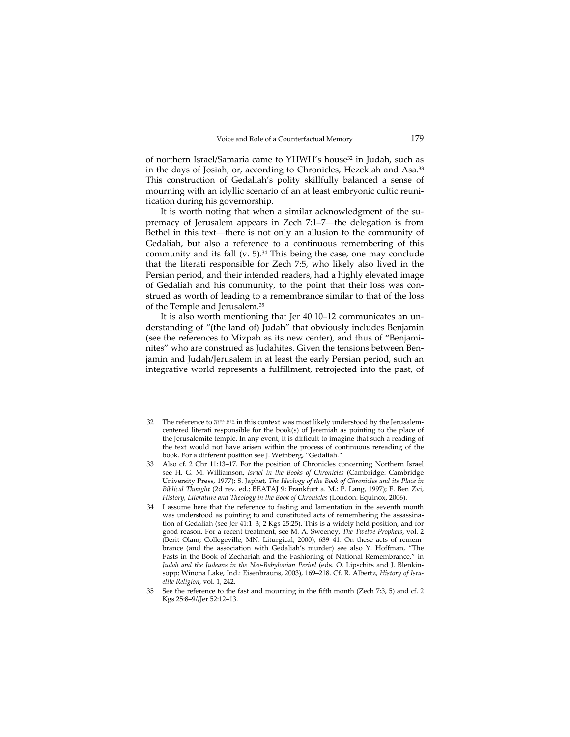of northern Israel/Samaria came to YHWH's house[32] in Judah, such as in the days of Josiah, or, according to Chronicles, Hezekiah and Asa.[33] This construction of Gedaliah's polity skillfully balanced a sense of mourning with an idyllic scenario of an at least embryonic cultic reunification during his governorship.

It is worth noting that when a similar acknowledgment of the supremacy of Jerusalem appears in Zech 7:1–7—the delegation is from Bethel in this text—there is not only an allusion to the community of Gedaliah, but also a reference to a continuous remembering of this community and its fall (v. 5).[34] This being the case, one may conclude that the literati responsible for Zech 7:5, who likely also lived in the Persian period, and their intended readers, had a highly elevated image of Gedaliah and his community, to the point that their loss was construed as worth of leading to a remembrance similar to that of the loss of the Temple and Jerusalem.[35]

It is also worth mentioning that Jer 40:10–12 communicates an understanding of "(the land of) Judah" that obviously includes Benjamin (see the references to Mizpah as its new center), and thus of "Benjaminites" who are construed as Judahites. Given the tensions between Benjamin and Judah/Jerusalem in at least the early Persian period, such an integrative world represents a fulfillment, retrojected into the past, of

---

32 The reference to בית יהוה in this context was most likely understood by the Jerusalem-centered literati responsible for the book(s) of Jeremiah as pointing to the place of the Jerusalemite temple. In any event, it is difficult to imagine that such a reading of the text would not have arisen within the process of continuous rereading of the book. For a different position see J. Weinberg, "Gedaliah."

33 Also cf. 2 Chr 11:13–17. For the position of Chronicles concerning Northern Israel see H. G. M. Williamson, *Israel in the Books of Chronicles* (Cambridge: Cambridge University Press, 1977); S. Japhet, *The Ideology of the Book of Chronicles and its Place in Biblical Thought* (2d rev. ed.; BEATAJ 9; Frankfurt a. M.: P. Lang, 1997); E. Ben Zvi, *History, Literature and Theology in the Book of Chronicles* (London: Equinox, 2006).

34 I assume here that the reference to fasting and lamentation in the seventh month was understood as pointing to and constituted acts of remembering the assassination of Gedaliah (see Jer 41:1–3; 2 Kgs 25:25). This is a widely held position, and for good reason. For a recent treatment, see M. A. Sweeney, *The Twelve Prophets*, vol. 2 (Berit Olam; Collegeville, MN: Liturgical, 2000), 639–41. On these acts of remembrance (and the association with Gedaliah's murder) see also Y. Hoffman, "The Fasts in the Book of Zechariah and the Fashioning of National Remembrance," in *Judah and the Judeans in the Neo-Babylonian Period* (eds. O. Lipschits and J. Blenkinsopp; Winona Lake, Ind.: Eisenbrauns, 2003), 169–218. Cf. R. Albertz, *History of Israelite Religion*, vol. 1, 242.

35 See the reference to the fast and mourning in the fifth month (Zech 7:3, 5) and cf. 2 Kgs 25:8–9//Jer 52:12–13.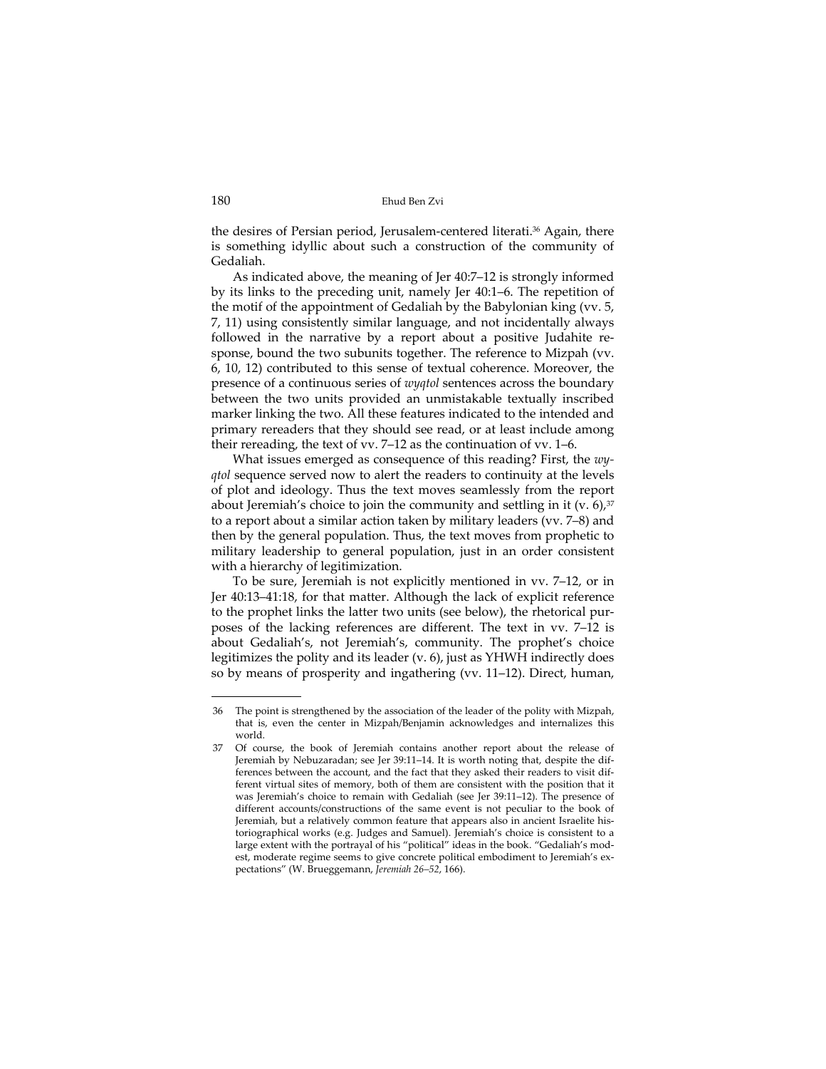the desires of Persian period, Jerusalem-centered literati.[36] Again, there is something idyllic about such a construction of the community of Gedaliah.

As indicated above, the meaning of Jer 40:7–12 is strongly informed by its links to the preceding unit, namely Jer 40:1–6. The repetition of the motif of the appointment of Gedaliah by the Babylonian king (vv. 5, 7, 11) using consistently similar language, and not incidentally always followed in the narrative by a report about a positive Judahite response, bound the two subunits together. The reference to Mizpah (vv. 6, 10, 12) contributed to this sense of textual coherence. Moreover, the presence of a continuous series of *wyqtol* sentences across the boundary between the two units provided an unmistakable textually inscribed marker linking the two. All these features indicated to the intended and primary rereaders that they should see read, or at least include among their rereading, the text of vv. 7–12 as the continuation of vv. 1–6.

What issues emerged as consequence of this reading? First, the *wyqtol* sequence served now to alert the readers to continuity at the levels of plot and ideology. Thus the text moves seamlessly from the report about Jeremiah's choice to join the community and settling in it (v. 6),[37] to a report about a similar action taken by military leaders (vv. 7–8) and then by the general population. Thus, the text moves from prophetic to military leadership to general population, just in an order consistent with a hierarchy of legitimization.

To be sure, Jeremiah is not explicitly mentioned in vv. 7–12, or in Jer 40:13–41:18, for that matter. Although the lack of explicit reference to the prophet links the latter two units (see below), the rhetorical purposes of the lacking references are different. The text in vv. 7–12 is about Gedaliah's, not Jeremiah's, community. The prophet's choice legitimizes the polity and its leader (v. 6), just as YHWH indirectly does so by means of prosperity and ingathering (vv. 11–12). Direct, human,

---

36 The point is strengthened by the association of the leader of the polity with Mizpah, that is, even the center in Mizpah/Benjamin acknowledges and internalizes this world.

37 Of course, the book of Jeremiah contains another report about the release of Jeremiah by Nebuzaradan; see Jer 39:11–14. It is worth noting that, despite the differences between the account, and the fact that they asked their readers to visit different virtual sites of memory, both of them are consistent with the position that it was Jeremiah's choice to remain with Gedaliah (see Jer 39:11–12). The presence of different accounts/constructions of the same event is not peculiar to the book of Jeremiah, but a relatively common feature that appears also in ancient Israelite historiographical works (e.g. Judges and Samuel). Jeremiah's choice is consistent to a large extent with the portrayal of his "political" ideas in the book. "Gedaliah's modest, moderate regime seems to give concrete political embodiment to Jeremiah's expectations" (W. Brueggemann, *Jeremiah 26–52*, 166).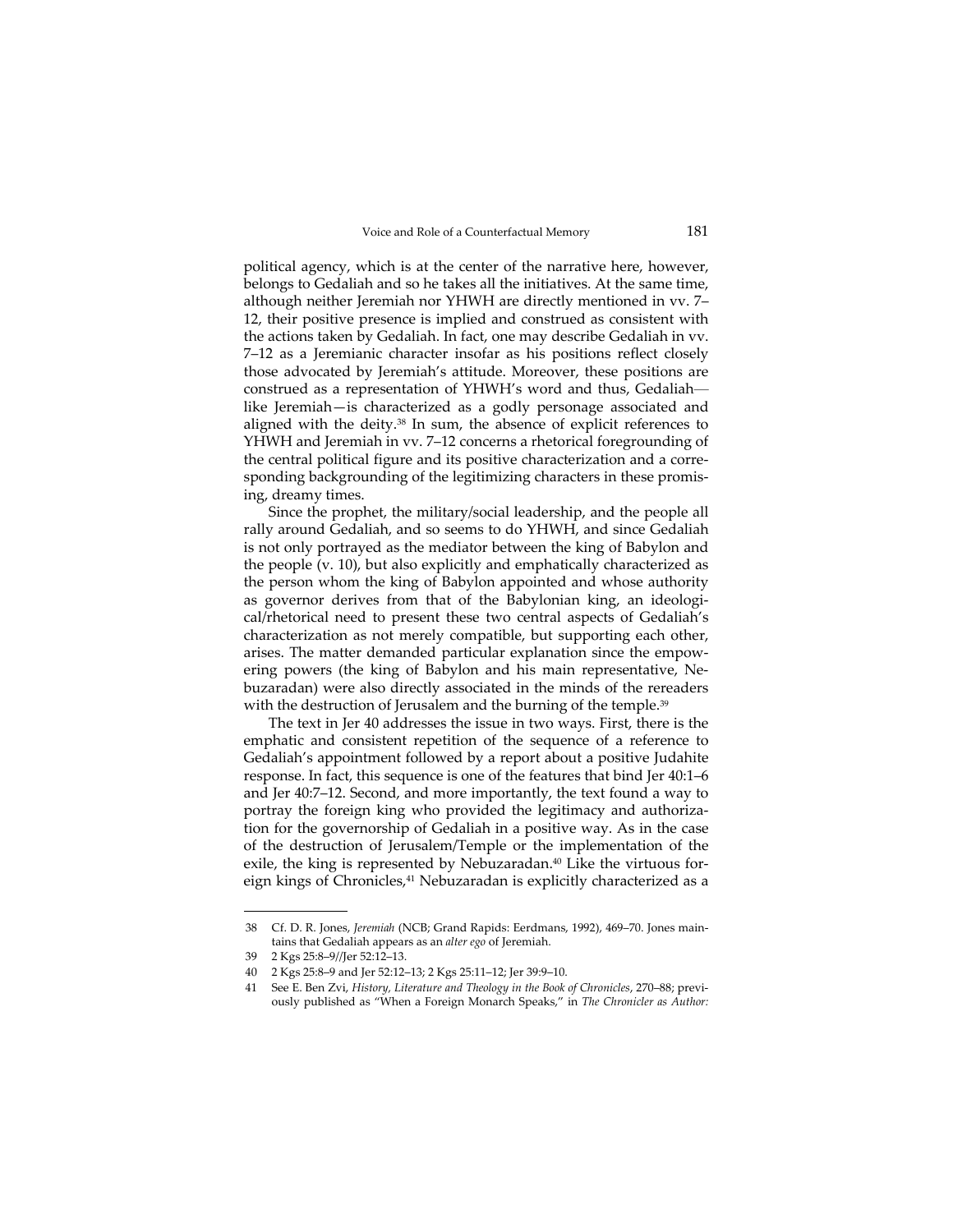political agency, which is at the center of the narrative here, however, belongs to Gedaliah and so he takes all the initiatives. At the same time, although neither Jeremiah nor YHWH are directly mentioned in vv. 7–12, their positive presence is implied and construed as consistent with the actions taken by Gedaliah. In fact, one may describe Gedaliah in vv. 7–12 as a Jeremianic character insofar as his positions reflect closely those advocated by Jeremiah's attitude. Moreover, these positions are construed as a representation of YHWH's word and thus, Gedaliah—like Jeremiah—is characterized as a godly personage associated and aligned with the deity.[38] In sum, the absence of explicit references to YHWH and Jeremiah in vv. 7–12 concerns a rhetorical foregrounding of the central political figure and its positive characterization and a corresponding backgrounding of the legitimizing characters in these promising, dreamy times.

Since the prophet, the military/social leadership, and the people all rally around Gedaliah, and so seems to do YHWH, and since Gedaliah is not only portrayed as the mediator between the king of Babylon and the people (v. 10), but also explicitly and emphatically characterized as the person whom the king of Babylon appointed and whose authority as governor derives from that of the Babylonian king, an ideological/rhetorical need to present these two central aspects of Gedaliah's characterization as not merely compatible, but supporting each other, arises. The matter demanded particular explanation since the empowering powers (the king of Babylon and his main representative, Nebuzaradan) were also directly associated in the minds of the rereaders with the destruction of Jerusalem and the burning of the temple.[39]

The text in Jer 40 addresses the issue in two ways. First, there is the emphatic and consistent repetition of the sequence of a reference to Gedaliah's appointment followed by a report about a positive Judahite response. In fact, this sequence is one of the features that bind Jer 40:1–6 and Jer 40:7–12. Second, and more importantly, the text found a way to portray the foreign king who provided the legitimacy and authorization for the governorship of Gedaliah in a positive way. As in the case of the destruction of Jerusalem/Temple or the implementation of the exile, the king is represented by Nebuzaradan.[40] Like the virtuous foreign kings of Chronicles,[41] Nebuzaradan is explicitly characterized as a

---

38 Cf. D. R. Jones, *Jeremiah* (NCB; Grand Rapids: Eerdmans, 1992), 469–70. Jones maintains that Gedaliah appears as an *alter ego* of Jeremiah.

39 2 Kgs 25:8–9//Jer 52:12–13.

40 2 Kgs 25:8–9 and Jer 52:12–13; 2 Kgs 25:11–12; Jer 39:9–10.

41 See E. Ben Zvi, *History, Literature and Theology in the Book of Chronicles*, 270–88; previously published as "When a Foreign Monarch Speaks," in *The Chronicler as Author:*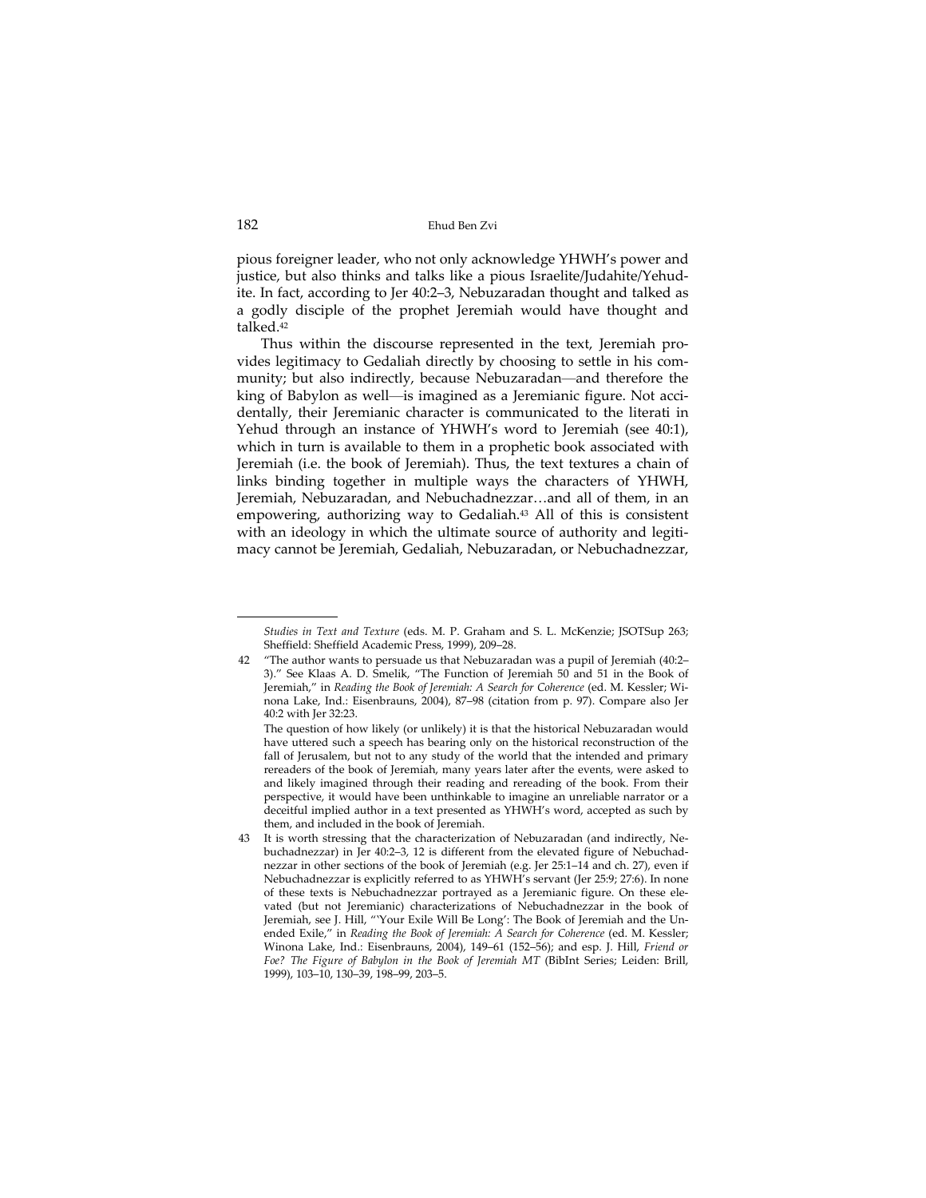pious foreigner leader, who not only acknowledge YHWH's power and justice, but also thinks and talks like a pious Israelite/Judahite/Yehudite. In fact, according to Jer 40:2–3, Nebuzaradan thought and talked as a godly disciple of the prophet Jeremiah would have thought and talked.[42]

Thus within the discourse represented in the text, Jeremiah provides legitimacy to Gedaliah directly by choosing to settle in his community; but also indirectly, because Nebuzaradan—and therefore the king of Babylon as well—is imagined as a Jeremianic figure. Not accidentally, their Jeremianic character is communicated to the literati in Yehud through an instance of YHWH's word to Jeremiah (see 40:1), which in turn is available to them in a prophetic book associated with Jeremiah (i.e. the book of Jeremiah). Thus, the text textures a chain of links binding together in multiple ways the characters of YHWH, Jeremiah, Nebuzaradan, and Nebuchadnezzar…and all of them, in an empowering, authorizing way to Gedaliah.[43] All of this is consistent with an ideology in which the ultimate source of authority and legitimacy cannot be Jeremiah, Gedaliah, Nebuzaradan, or Nebuchadnezzar,

---

*Studies in Text and Texture* (eds. M. P. Graham and S. L. McKenzie; JSOTSup 263; Sheffield: Sheffield Academic Press, 1999), 209–28.

42 "The author wants to persuade us that Nebuzaradan was a pupil of Jeremiah (40:2–3)." See Klaas A. D. Smelik, "The Function of Jeremiah 50 and 51 in the Book of Jeremiah," in *Reading the Book of Jeremiah: A Search for Coherence* (ed. M. Kessler; Winona Lake, Ind.: Eisenbrauns, 2004), 87–98 (citation from p. 97). Compare also Jer 40:2 with Jer 32:23.

The question of how likely (or unlikely) it is that the historical Nebuzaradan would have uttered such a speech has bearing only on the historical reconstruction of the fall of Jerusalem, but not to any study of the world that the intended and primary rereaders of the book of Jeremiah, many years later after the events, were asked to and likely imagined through their reading and rereading of the book. From their perspective, it would have been unthinkable to imagine an unreliable narrator or a deceitful implied author in a text presented as YHWH's word, accepted as such by them, and included in the book of Jeremiah.

43 It is worth stressing that the characterization of Nebuzaradan (and indirectly, Nebuchadnezzar) in Jer 40:2–3, 12 is different from the elevated figure of Nebuchadnezzar in other sections of the book of Jeremiah (e.g. Jer 25:1–14 and ch. 27), even if Nebuchadnezzar is explicitly referred to as YHWH's servant (Jer 25:9; 27:6). In none of these texts is Nebuchadnezzar portrayed as a Jeremianic figure. On these elevated (but not Jeremianic) characterizations of Nebuchadnezzar in the book of Jeremiah, see J. Hill, "'Your Exile Will Be Long': The Book of Jeremiah and the Unended Exile," in *Reading the Book of Jeremiah: A Search for Coherence* (ed. M. Kessler; Winona Lake, Ind.: Eisenbrauns, 2004), 149–61 (152–56); and esp. J. Hill, *Friend or Foe? The Figure of Babylon in the Book of Jeremiah MT* (BibInt Series; Leiden: Brill, 1999), 103–10, 130–39, 198–99, 203–5.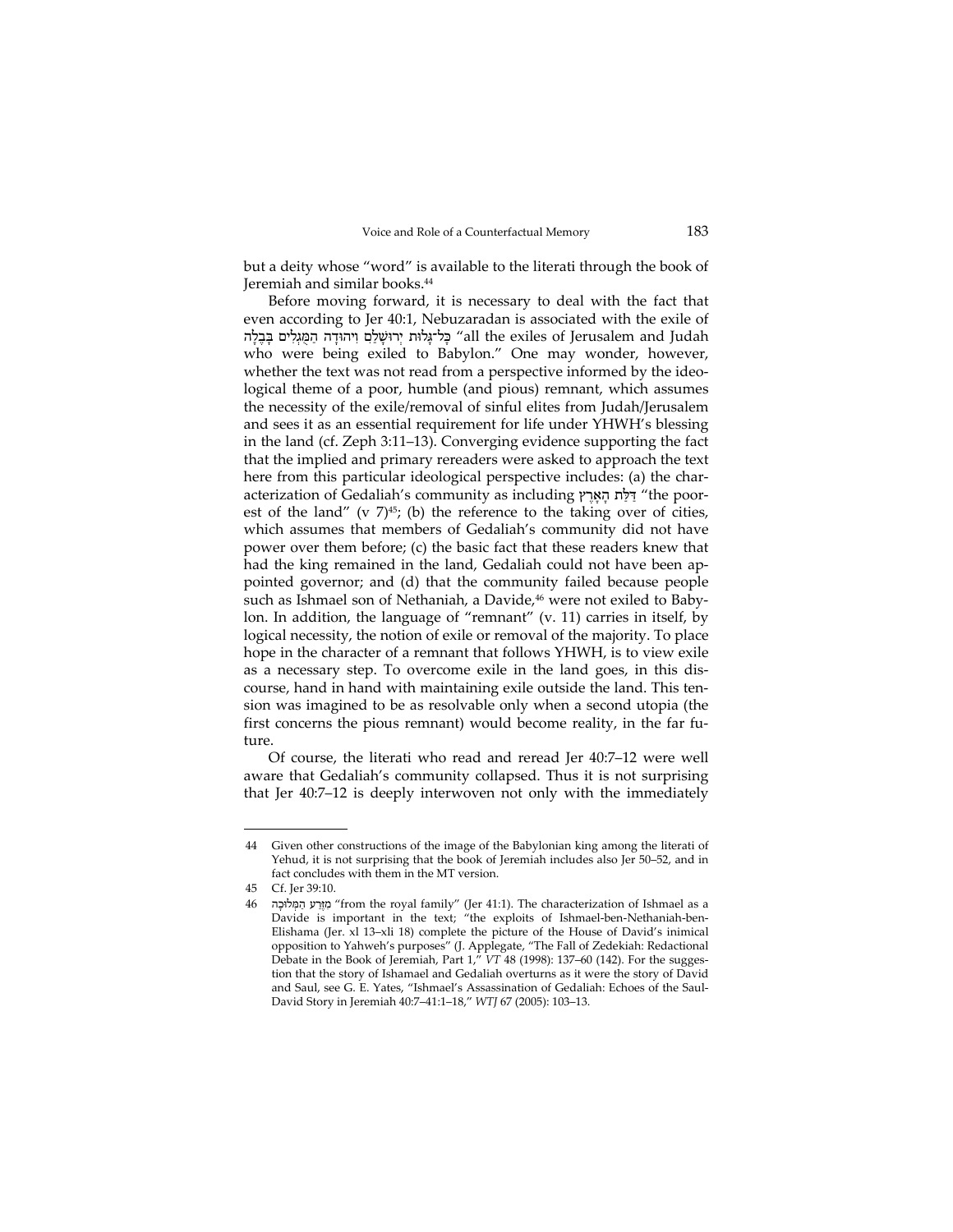but a deity whose "word" is available to the literati through the book of Jeremiah and similar books.[44]

Before moving forward, it is necessary to deal with the fact that even according to Jer 40:1, Nebuzaradan is associated with the exile of כָּל־גָּלוּת יְרוּשָׁלַםִ וִיהוּדָה הַמֻּגְלִים בָּבֶלָה "all the exiles of Jerusalem and Judah who were being exiled to Babylon." One may wonder, however, whether the text was not read from a perspective informed by the ideological theme of a poor, humble (and pious) remnant, which assumes the necessity of the exile/removal of sinful elites from Judah/Jerusalem and sees it as an essential requirement for life under YHWH's blessing in the land (cf. Zeph 3:11–13). Converging evidence supporting the fact that the implied and primary rereaders were asked to approach the text here from this particular ideological perspective includes: (a) the characterization of Gedaliah's community as including דַּלַּת הָאָרֶץ "the poorest of the land" (v 7)[45]; (b) the reference to the taking over of cities, which assumes that members of Gedaliah's community did not have power over them before; (c) the basic fact that these readers knew that had the king remained in the land, Gedaliah could not have been appointed governor; and (d) that the community failed because people such as Ishmael son of Nethaniah, a Davide,[46] were not exiled to Babylon. In addition, the language of "remnant" (v. 11) carries in itself, by logical necessity, the notion of exile or removal of the majority. To place hope in the character of a remnant that follows YHWH, is to view exile as a necessary step. To overcome exile in the land goes, in this discourse, hand in hand with maintaining exile outside the land. This tension was imagined to be as resolvable only when a second utopia (the first concerns the pious remnant) would become reality, in the far future.

Of course, the literati who read and reread Jer 40:7–12 were well aware that Gedaliah's community collapsed. Thus it is not surprising that Jer 40:7–12 is deeply interwoven not only with the immediately

---

44 Given other constructions of the image of the Babylonian king among the literati of Yehud, it is not surprising that the book of Jeremiah includes also Jer 50–52, and in fact concludes with them in the MT version.

45 Cf. Jer 39:10.

46 מִזֶּרַע הַמְּלוּכָה "from the royal family" (Jer 41:1). The characterization of Ishmael as a Davide is important in the text; "the exploits of Ishmael-ben-Nethaniah-ben-Elishama (Jer. xl 13–xli 18) complete the picture of the House of David's inimical opposition to Yahweh's purposes" (J. Applegate, "The Fall of Zedekiah: Redactional Debate in the Book of Jeremiah, Part 1," *VT* 48 (1998): 137–60 (142). For the suggestion that the story of Ishamael and Gedaliah overturns as it were the story of David and Saul, see G. E. Yates, "Ishmael's Assassination of Gedaliah: Echoes of the Saul-David Story in Jeremiah 40:7–41:1–18," *WTJ* 67 (2005): 103–13.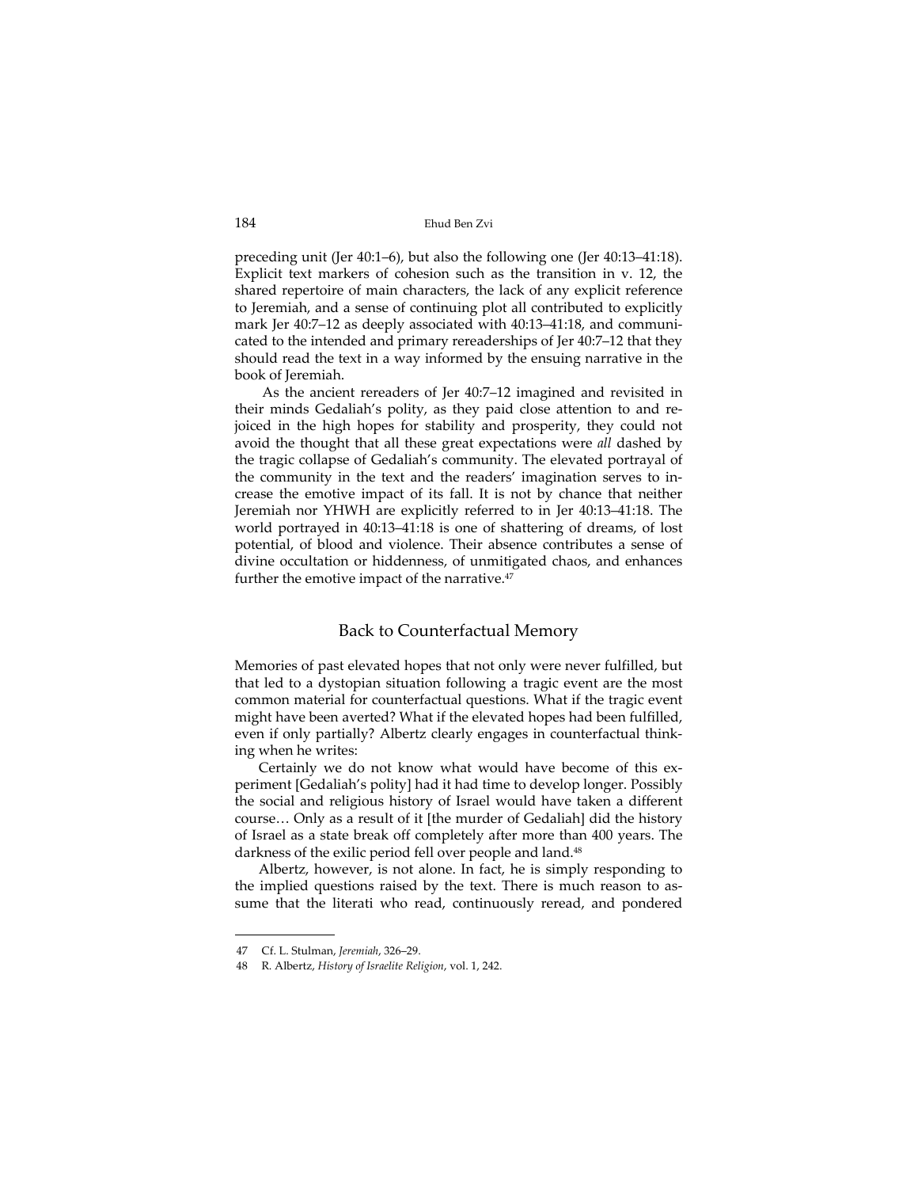preceding unit (Jer 40:1–6), but also the following one (Jer 40:13–41:18). Explicit text markers of cohesion such as the transition in v. 12, the shared repertoire of main characters, the lack of any explicit reference to Jeremiah, and a sense of continuing plot all contributed to explicitly mark Jer 40:7–12 as deeply associated with 40:13–41:18, and communicated to the intended and primary rereaderships of Jer 40:7–12 that they should read the text in a way informed by the ensuing narrative in the book of Jeremiah.

As the ancient rereaders of Jer 40:7–12 imagined and revisited in their minds Gedaliah's polity, as they paid close attention to and rejoiced in the high hopes for stability and prosperity, they could not avoid the thought that all these great expectations were *all* dashed by the tragic collapse of Gedaliah's community. The elevated portrayal of the community in the text and the readers' imagination serves to increase the emotive impact of its fall. It is not by chance that neither Jeremiah nor YHWH are explicitly referred to in Jer 40:13–41:18. The world portrayed in 40:13–41:18 is one of shattering of dreams, of lost potential, of blood and violence. Their absence contributes a sense of divine occultation or hiddenness, of unmitigated chaos, and enhances further the emotive impact of the narrative.[47]

## Back to Counterfactual Memory

Memories of past elevated hopes that not only were never fulfilled, but that led to a dystopian situation following a tragic event are the most common material for counterfactual questions. What if the tragic event might have been averted? What if the elevated hopes had been fulfilled, even if only partially? Albertz clearly engages in counterfactual thinking when he writes:

> Certainly we do not know what would have become of this experiment [Gedaliah's polity] had it had time to develop longer. Possibly the social and religious history of Israel would have taken a different course… Only as a result of it [the murder of Gedaliah] did the history of Israel as a state break off completely after more than 400 years. The darkness of the exilic period fell over people and land.[48]

Albertz, however, is not alone. In fact, he is simply responding to the implied questions raised by the text. There is much reason to assume that the literati who read, continuously reread, and pondered

---

[47] Cf. L. Stulman, *Jeremiah*, 326–29.

[48] R. Albertz, *History of Israelite Religion*, vol. 1, 242.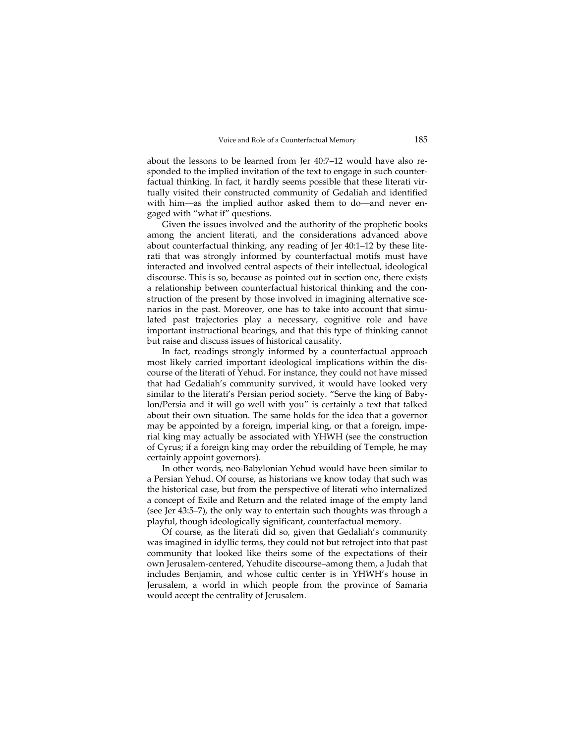about the lessons to be learned from Jer 40:7–12 would have also responded to the implied invitation of the text to engage in such counterfactual thinking. In fact, it hardly seems possible that these literati virtually visited their constructed community of Gedaliah and identified with him—as the implied author asked them to do—and never engaged with "what if" questions.

Given the issues involved and the authority of the prophetic books among the ancient literati, and the considerations advanced above about counterfactual thinking, any reading of Jer 40:1–12 by these literati that was strongly informed by counterfactual motifs must have interacted and involved central aspects of their intellectual, ideological discourse. This is so, because as pointed out in section one, there exists a relationship between counterfactual historical thinking and the construction of the present by those involved in imagining alternative scenarios in the past. Moreover, one has to take into account that simulated past trajectories play a necessary, cognitive role and have important instructional bearings, and that this type of thinking cannot but raise and discuss issues of historical causality.

In fact, readings strongly informed by a counterfactual approach most likely carried important ideological implications within the discourse of the literati of Yehud. For instance, they could not have missed that had Gedaliah's community survived, it would have looked very similar to the literati's Persian period society. "Serve the king of Babylon/Persia and it will go well with you" is certainly a text that talked about their own situation. The same holds for the idea that a governor may be appointed by a foreign, imperial king, or that a foreign, imperial king may actually be associated with YHWH (see the construction of Cyrus; if a foreign king may order the rebuilding of Temple, he may certainly appoint governors).

In other words, neo-Babylonian Yehud would have been similar to a Persian Yehud. Of course, as historians we know today that such was the historical case, but from the perspective of literati who internalized a concept of Exile and Return and the related image of the empty land (see Jer 43:5–7), the only way to entertain such thoughts was through a playful, though ideologically significant, counterfactual memory.

Of course, as the literati did so, given that Gedaliah's community was imagined in idyllic terms, they could not but retroject into that past community that looked like theirs some of the expectations of their own Jerusalem-centered, Yehudite discourse–among them, a Judah that includes Benjamin, and whose cultic center is in YHWH's house in Jerusalem, a world in which people from the province of Samaria would accept the centrality of Jerusalem.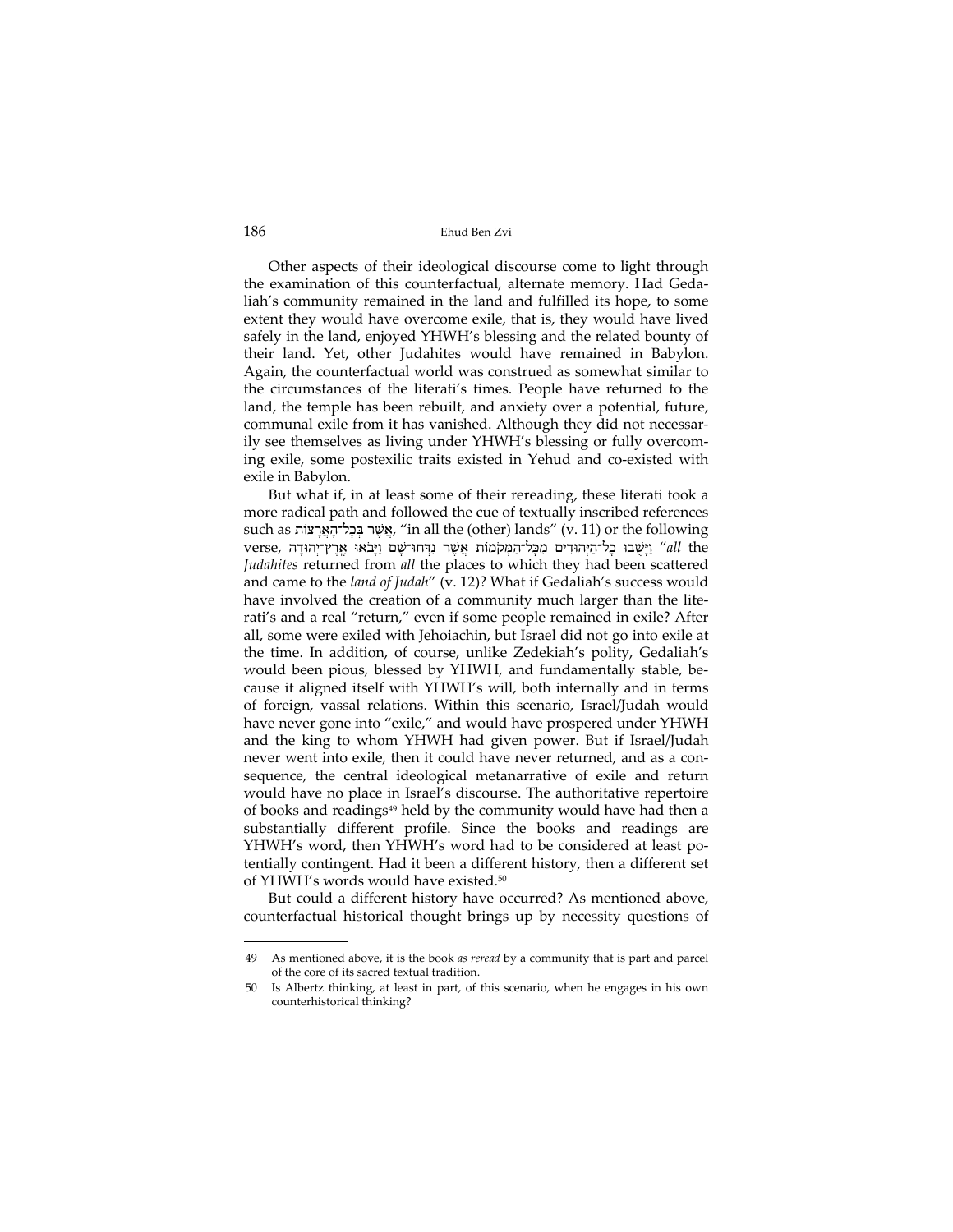Other aspects of their ideological discourse come to light through the examination of this counterfactual, alternate memory. Had Gedaliah's community remained in the land and fulfilled its hope, to some extent they would have overcome exile, that is, they would have lived safely in the land, enjoyed YHWH's blessing and the related bounty of their land. Yet, other Judahites would have remained in Babylon. Again, the counterfactual world was construed as somewhat similar to the circumstances of the literati's times. People have returned to the land, the temple has been rebuilt, and anxiety over a potential, future, communal exile from it has vanished. Although they did not necessarily see themselves as living under YHWH's blessing or fully overcoming exile, some postexilic traits existed in Yehud and co-existed with exile in Babylon.

But what if, in at least some of their rereading, these literati took a more radical path and followed the cue of textually inscribed references such as אֲשֶׁר בְּכָל־הָאֲרָצוֹת, "in all the (other) lands" (v. 11) or the following verse, וַיָּשֻׁבוּ כָל־הַיְּהוּדִים מִכָּל־הַמְּקֹמוֹת אֲשֶׁר נִדְּחוּ־שָׁם וַיָּבֹאוּ אֶרֶץ־יְהוּדָה "*all* the *Judahites* returned from *all* the places to which they had been scattered and came to the *land of Judah*" (v. 12)? What if Gedaliah's success would have involved the creation of a community much larger than the literati's and a real "return," even if some people remained in exile? After all, some were exiled with Jehoiachin, but Israel did not go into exile at the time. In addition, of course, unlike Zedekiah's polity, Gedaliah's would been pious, blessed by YHWH, and fundamentally stable, because it aligned itself with YHWH's will, both internally and in terms of foreign, vassal relations. Within this scenario, Israel/Judah would have never gone into "exile," and would have prospered under YHWH and the king to whom YHWH had given power. But if Israel/Judah never went into exile, then it could have never returned, and as a consequence, the central ideological metanarrative of exile and return would have no place in Israel's discourse. The authoritative repertoire of books and readings[49] held by the community would have had then a substantially different profile. Since the books and readings are YHWH's word, then YHWH's word had to be considered at least potentially contingent. Had it been a different history, then a different set of YHWH's words would have existed.[50]

But could a different history have occurred? As mentioned above, counterfactual historical thought brings up by necessity questions of

---

49 As mentioned above, it is the book *as reread* by a community that is part and parcel of the core of its sacred textual tradition.

50 Is Albertz thinking, at least in part, of this scenario, when he engages in his own counterhistorical thinking?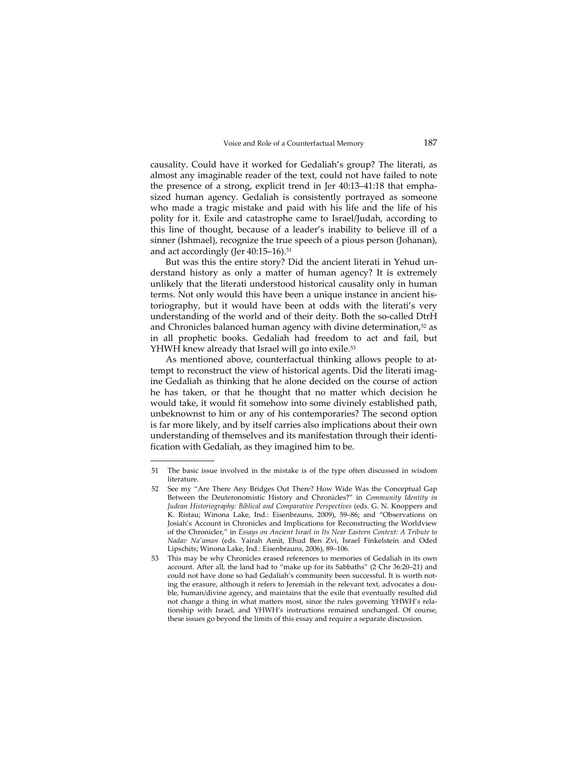causality. Could have it worked for Gedaliah's group? The literati, as almost any imaginable reader of the text, could not have failed to note the presence of a strong, explicit trend in Jer 40:13–41:18 that emphasized human agency. Gedaliah is consistently portrayed as someone who made a tragic mistake and paid with his life and the life of his polity for it. Exile and catastrophe came to Israel/Judah, according to this line of thought, because of a leader's inability to believe ill of a sinner (Ishmael), recognize the true speech of a pious person (Johanan), and act accordingly (Jer 40:15–16).[51]

But was this the entire story? Did the ancient literati in Yehud understand history as only a matter of human agency? It is extremely unlikely that the literati understood historical causality only in human terms. Not only would this have been a unique instance in ancient historiography, but it would have been at odds with the literati's very understanding of the world and of their deity. Both the so-called DtrH and Chronicles balanced human agency with divine determination,[52] as in all prophetic books. Gedaliah had freedom to act and fail, but YHWH knew already that Israel will go into exile.[53]

As mentioned above, counterfactual thinking allows people to attempt to reconstruct the view of historical agents. Did the literati imagine Gedaliah as thinking that he alone decided on the course of action he has taken, or that he thought that no matter which decision he would take, it would fit somehow into some divinely established path, unbeknownst to him or any of his contemporaries? The second option is far more likely, and by itself carries also implications about their own understanding of themselves and its manifestation through their identification with Gedaliah, as they imagined him to be.

---

51 The basic issue involved in the mistake is of the type often discussed in wisdom literature.

52 See my "Are There Any Bridges Out There? How Wide Was the Conceptual Gap Between the Deuteronomistic History and Chronicles?" in *Community Identity in Judean Historiography: Biblical and Comparative Perspectives* (eds. G. N. Knoppers and K. Ristau; Winona Lake, Ind.: Eisenbrauns, 2009), 59–86; and "Observations on Josiah's Account in Chronicles and Implications for Reconstructing the Worldview of the Chronicler," in *Essays on Ancient Israel in Its Near Eastern Context: A Tribute to Nadav Na'aman* (eds. Yairah Amit, Ehud Ben Zvi, Israel Finkelstein and Oded Lipschits; Winona Lake, Ind.: Eisenbrauns, 2006), 89–106.

53 This may be why Chronicles erased references to memories of Gedaliah in its own account. After all, the land had to "make up for its Sabbaths" (2 Chr 36:20–21) and could not have done so had Gedaliah's community been successful. It is worth noting the erasure, although it refers to Jeremiah in the relevant text, advocates a double, human/divine agency, and maintains that the exile that eventually resulted did not change a thing in what matters most, since the rules governing YHWH's relationship with Israel, and YHWH's instructions remained unchanged. Of course, these issues go beyond the limits of this essay and require a separate discussion.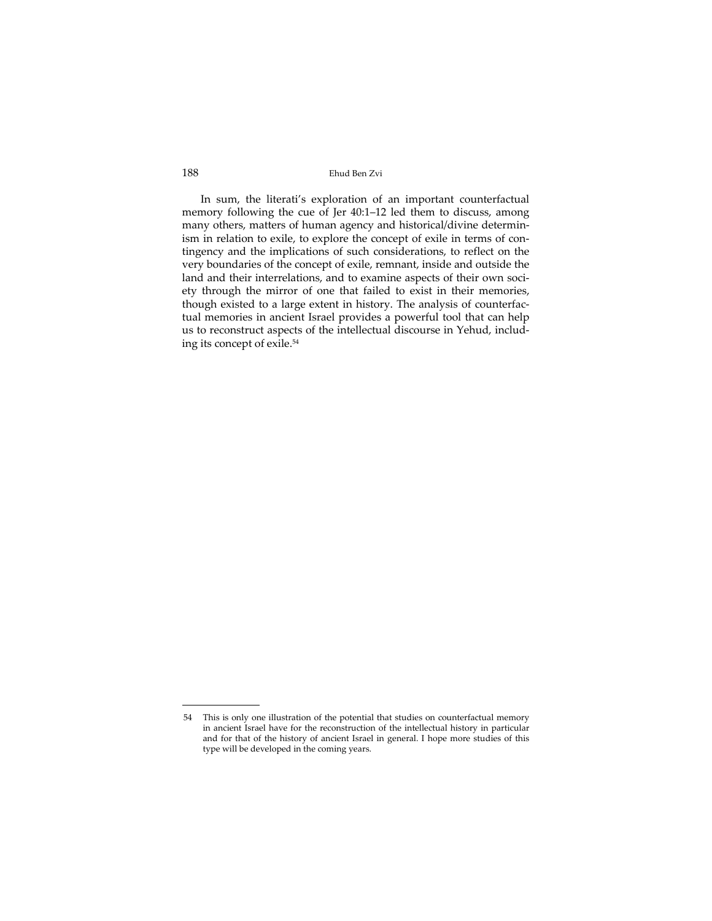In sum, the literati's exploration of an important counterfactual memory following the cue of Jer 40:1–12 led them to discuss, among many others, matters of human agency and historical/divine determinism in relation to exile, to explore the concept of exile in terms of contingency and the implications of such considerations, to reflect on the very boundaries of the concept of exile, remnant, inside and outside the land and their interrelations, and to examine aspects of their own society through the mirror of one that failed to exist in their memories, though existed to a large extent in history. The analysis of counterfactual memories in ancient Israel provides a powerful tool that can help us to reconstruct aspects of the intellectual discourse in Yehud, including its concept of exile.[54]

54 This is only one illustration of the potential that studies on counterfactual memory in ancient Israel have for the reconstruction of the intellectual history in particular and for that of the history of ancient Israel in general. I hope more studies of this type will be developed in the coming years.